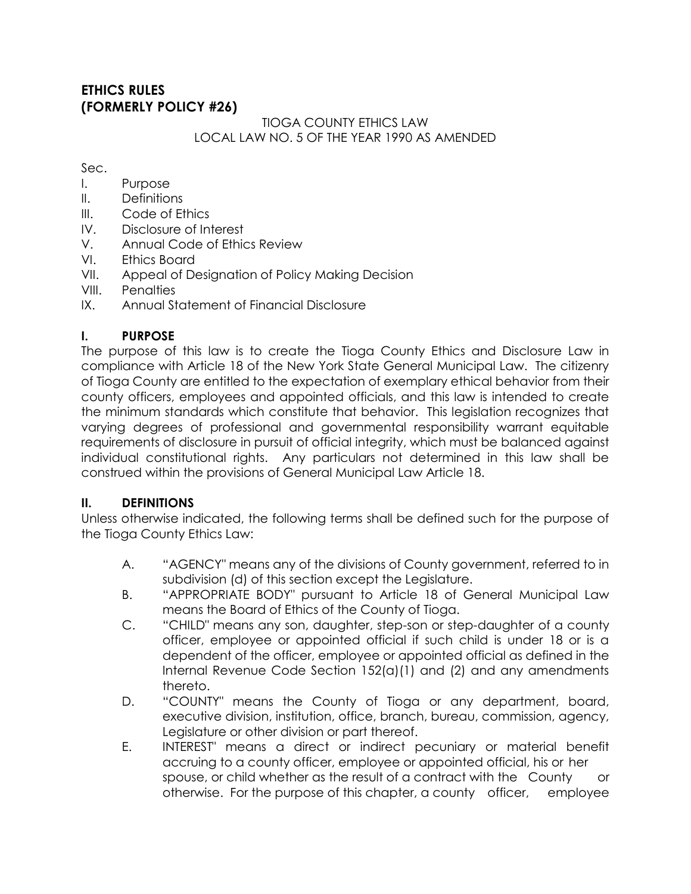# ETHICS RULES
# (FORMERLY POLICY #26)

TIOGA COUNTY ETHICS LAW
LOCAL LAW NO. 5 OF THE YEAR 1990 AS AMENDED

Sec.

- I. Purpose
- II. Definitions
- III. Code of Ethics
- IV. Disclosure of Interest
- V. Annual Code of Ethics Review
- VI. Ethics Board
- VII. Appeal of Designation of Policy Making Decision
- VIII. Penalties
- IX. Annual Statement of Financial Disclosure

## I. PURPOSE

The purpose of this law is to create the Tioga County Ethics and Disclosure Law in compliance with Article 18 of the New York State General Municipal Law. The citizenry of Tioga County are entitled to the expectation of exemplary ethical behavior from their county officers, employees and appointed officials, and this law is intended to create the minimum standards which constitute that behavior. This legislation recognizes that varying degrees of professional and governmental responsibility warrant equitable requirements of disclosure in pursuit of official integrity, which must be balanced against individual constitutional rights. Any particulars not determined in this law shall be construed within the provisions of General Municipal Law Article 18.

## II. DEFINITIONS

Unless otherwise indicated, the following terms shall be defined such for the purpose of the Tioga County Ethics Law:

A. "AGENCY" means any of the divisions of County government, referred to in subdivision (d) of this section except the Legislature.

B. "APPROPRIATE BODY" pursuant to Article 18 of General Municipal Law means the Board of Ethics of the County of Tioga.

C. "CHILD" means any son, daughter, step-son or step-daughter of a county officer, employee or appointed official if such child is under 18 or is a dependent of the officer, employee or appointed official as defined in the Internal Revenue Code Section 152(a)(1) and (2) and any amendments thereto.

D. "COUNTY" means the County of Tioga or any department, board, executive division, institution, office, branch, bureau, commission, agency, Legislature or other division or part thereof.

E. INTEREST" means a direct or indirect pecuniary or material benefit accruing to a county officer, employee or appointed official, his or her spouse, or child whether as the result of a contract with the County or otherwise. For the purpose of this chapter, a county officer, employee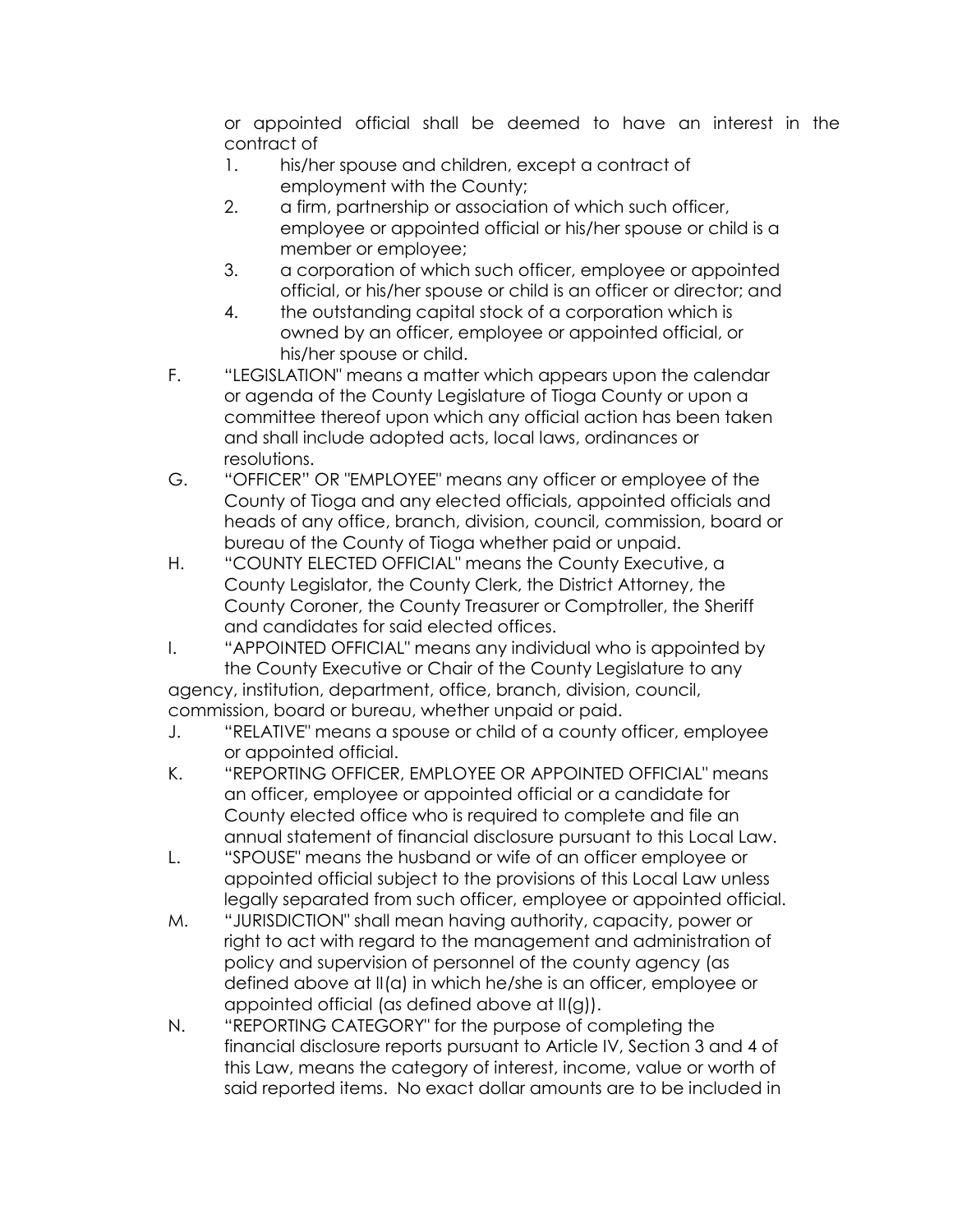or appointed official shall be deemed to have an interest in the contract of

1. his/her spouse and children, except a contract of employment with the County;
2. a firm, partnership or association of which such officer, employee or appointed official or his/her spouse or child is a member or employee;
3. a corporation of which such officer, employee or appointed official, or his/her spouse or child is an officer or director; and
4. the outstanding capital stock of a corporation which is owned by an officer, employee or appointed official, or his/her spouse or child.

F. "LEGISLATION" means a matter which appears upon the calendar or agenda of the County Legislature of Tioga County or upon a committee thereof upon which any official action has been taken and shall include adopted acts, local laws, ordinances or resolutions.

G. "OFFICER" OR "EMPLOYEE" means any officer or employee of the County of Tioga and any elected officials, appointed officials and heads of any office, branch, division, council, commission, board or bureau of the County of Tioga whether paid or unpaid.

H. "COUNTY ELECTED OFFICIAL" means the County Executive, a County Legislator, the County Clerk, the District Attorney, the County Coroner, the County Treasurer or Comptroller, the Sheriff and candidates for said elected offices.

I. "APPOINTED OFFICIAL" means any individual who is appointed by the County Executive or Chair of the County Legislature to any agency, institution, department, office, branch, division, council, commission, board or bureau, whether unpaid or paid.

J. "RELATIVE" means a spouse or child of a county officer, employee or appointed official.

K. "REPORTING OFFICER, EMPLOYEE OR APPOINTED OFFICIAL" means an officer, employee or appointed official or a candidate for County elected office who is required to complete and file an annual statement of financial disclosure pursuant to this Local Law.

L. "SPOUSE" means the husband or wife of an officer employee or appointed official subject to the provisions of this Local Law unless legally separated from such officer, employee or appointed official.

M. "JURISDICTION" shall mean having authority, capacity, power or right to act with regard to the management and administration of policy and supervision of personnel of the county agency (as defined above at II(a) in which he/she is an officer, employee or appointed official (as defined above at II(g)).

N. "REPORTING CATEGORY" for the purpose of completing the financial disclosure reports pursuant to Article IV, Section 3 and 4 of this Law, means the category of interest, income, value or worth of said reported items. No exact dollar amounts are to be included in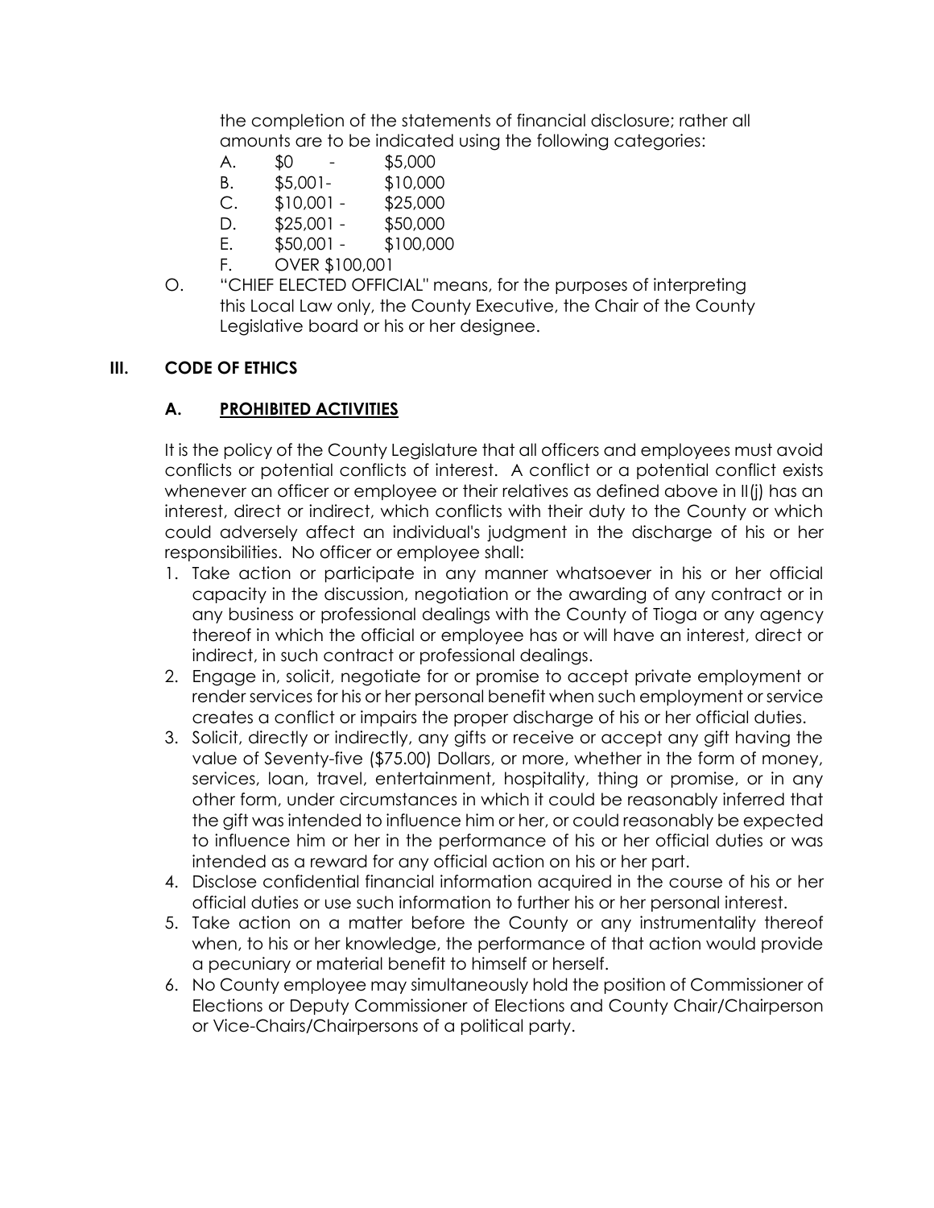the completion of the statements of financial disclosure; rather all amounts are to be indicated using the following categories:

A. $0 - $5,000
B. $5,001- $10,000
C. $10,001 - $25,000
D. $25,001 - $50,000
E. $50,001 - $100,000
F. OVER $100,001

O. "CHIEF ELECTED OFFICIAL" means, for the purposes of interpreting this Local Law only, the County Executive, the Chair of the County Legislative board or his or her designee.

## III. CODE OF ETHICS

### A. PROHIBITED ACTIVITIES

It is the policy of the County Legislature that all officers and employees must avoid conflicts or potential conflicts of interest. A conflict or a potential conflict exists whenever an officer or employee or their relatives as defined above in II(j) has an interest, direct or indirect, which conflicts with their duty to the County or which could adversely affect an individual's judgment in the discharge of his or her responsibilities. No officer or employee shall:

1. Take action or participate in any manner whatsoever in his or her official capacity in the discussion, negotiation or the awarding of any contract or in any business or professional dealings with the County of Tioga or any agency thereof in which the official or employee has or will have an interest, direct or indirect, in such contract or professional dealings.
2. Engage in, solicit, negotiate for or promise to accept private employment or render services for his or her personal benefit when such employment or service creates a conflict or impairs the proper discharge of his or her official duties.
3. Solicit, directly or indirectly, any gifts or receive or accept any gift having the value of Seventy-five ($75.00) Dollars, or more, whether in the form of money, services, loan, travel, entertainment, hospitality, thing or promise, or in any other form, under circumstances in which it could be reasonably inferred that the gift was intended to influence him or her, or could reasonably be expected to influence him or her in the performance of his or her official duties or was intended as a reward for any official action on his or her part.
4. Disclose confidential financial information acquired in the course of his or her official duties or use such information to further his or her personal interest.
5. Take action on a matter before the County or any instrumentality thereof when, to his or her knowledge, the performance of that action would provide a pecuniary or material benefit to himself or herself.
6. No County employee may simultaneously hold the position of Commissioner of Elections or Deputy Commissioner of Elections and County Chair/Chairperson or Vice-Chairs/Chairpersons of a political party.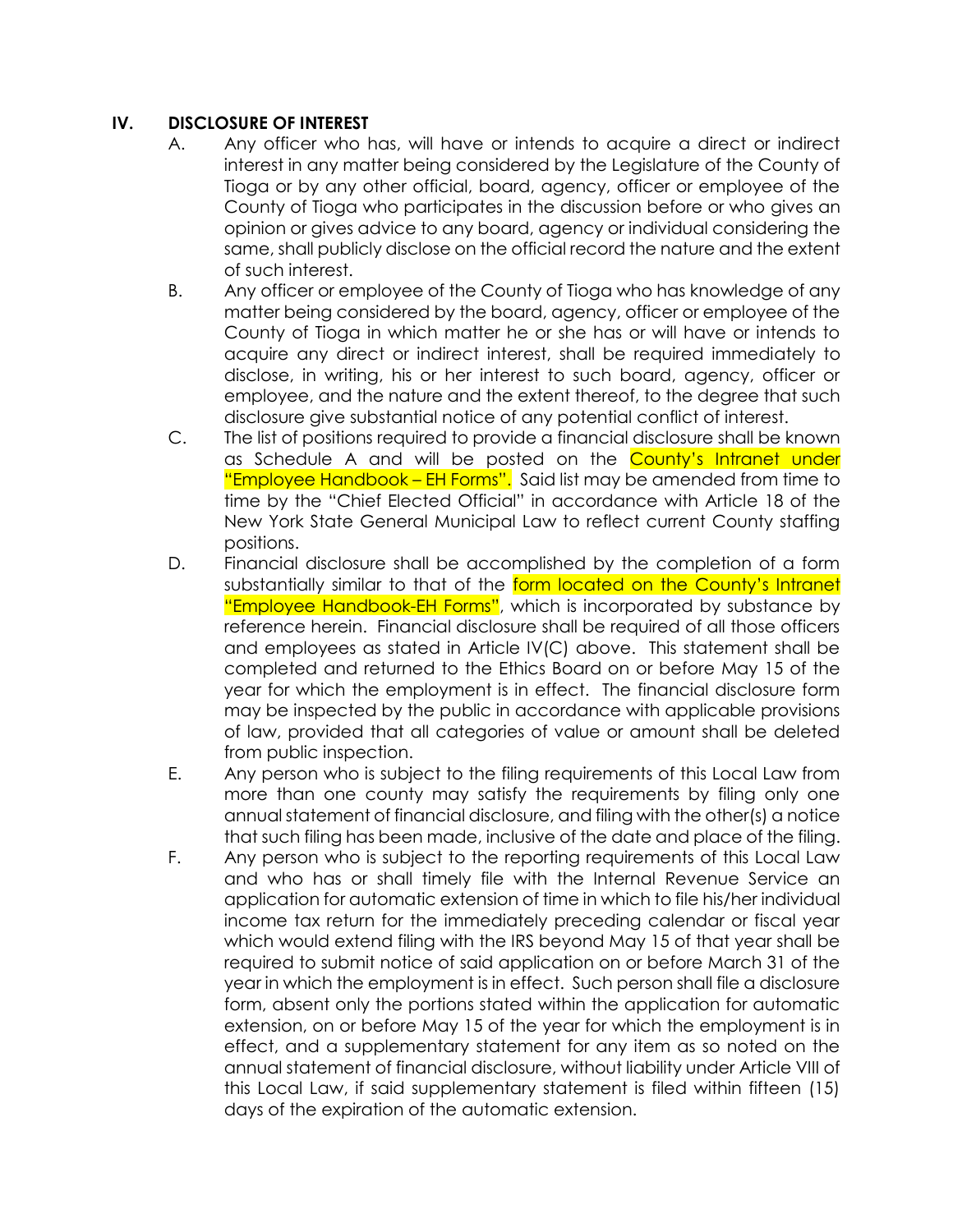## IV. DISCLOSURE OF INTEREST

A. Any officer who has, will have or intends to acquire a direct or indirect interest in any matter being considered by the Legislature of the County of Tioga or by any other official, board, agency, officer or employee of the County of Tioga who participates in the discussion before or who gives an opinion or gives advice to any board, agency or individual considering the same, shall publicly disclose on the official record the nature and the extent of such interest.

B. Any officer or employee of the County of Tioga who has knowledge of any matter being considered by the board, agency, officer or employee of the County of Tioga in which matter he or she has or will have or intends to acquire any direct or indirect interest, shall be required immediately to disclose, in writing, his or her interest to such board, agency, officer or employee, and the nature and the extent thereof, to the degree that such disclosure give substantial notice of any potential conflict of interest.

C. The list of positions required to provide a financial disclosure shall be known as Schedule A and will be posted on the County's Intranet under "Employee Handbook – EH Forms". Said list may be amended from time to time by the "Chief Elected Official" in accordance with Article 18 of the New York State General Municipal Law to reflect current County staffing positions.

D. Financial disclosure shall be accomplished by the completion of a form substantially similar to that of the form located on the County's Intranet "Employee Handbook-EH Forms", which is incorporated by substance by reference herein. Financial disclosure shall be required of all those officers and employees as stated in Article IV(C) above. This statement shall be completed and returned to the Ethics Board on or before May 15 of the year for which the employment is in effect. The financial disclosure form may be inspected by the public in accordance with applicable provisions of law, provided that all categories of value or amount shall be deleted from public inspection.

E. Any person who is subject to the filing requirements of this Local Law from more than one county may satisfy the requirements by filing only one annual statement of financial disclosure, and filing with the other(s) a notice that such filing has been made, inclusive of the date and place of the filing.

F. Any person who is subject to the reporting requirements of this Local Law and who has or shall timely file with the Internal Revenue Service an application for automatic extension of time in which to file his/her individual income tax return for the immediately preceding calendar or fiscal year which would extend filing with the IRS beyond May 15 of that year shall be required to submit notice of said application on or before March 31 of the year in which the employment is in effect. Such person shall file a disclosure form, absent only the portions stated within the application for automatic extension, on or before May 15 of the year for which the employment is in effect, and a supplementary statement for any item as so noted on the annual statement of financial disclosure, without liability under Article VIII of this Local Law, if said supplementary statement is filed within fifteen (15) days of the expiration of the automatic extension.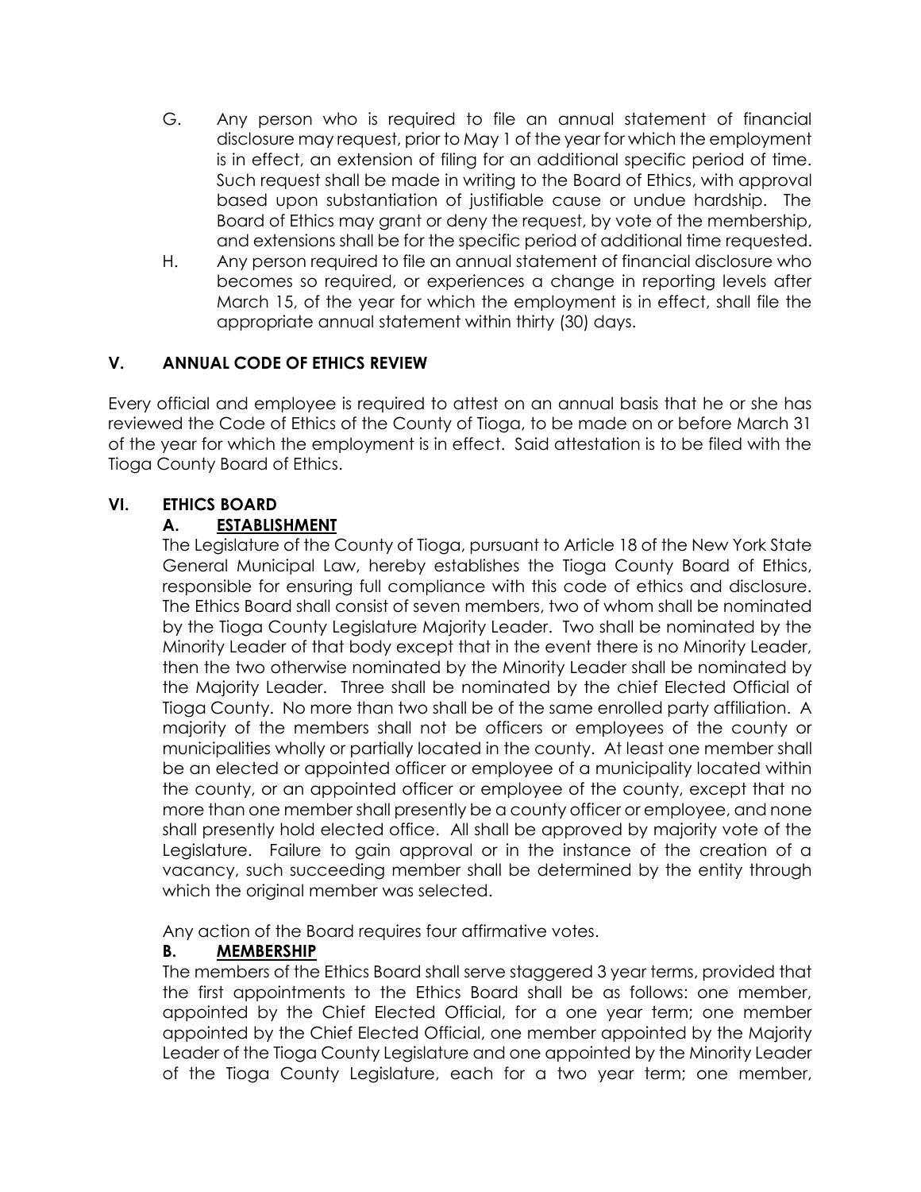G. Any person who is required to file an annual statement of financial disclosure may request, prior to May 1 of the year for which the employment is in effect, an extension of filing for an additional specific period of time. Such request shall be made in writing to the Board of Ethics, with approval based upon substantiation of justifiable cause or undue hardship. The Board of Ethics may grant or deny the request, by vote of the membership, and extensions shall be for the specific period of additional time requested.

H. Any person required to file an annual statement of financial disclosure who becomes so required, or experiences a change in reporting levels after March 15, of the year for which the employment is in effect, shall file the appropriate annual statement within thirty (30) days.

## V. ANNUAL CODE OF ETHICS REVIEW

Every official and employee is required to attest on an annual basis that he or she has reviewed the Code of Ethics of the County of Tioga, to be made on or before March 31 of the year for which the employment is in effect. Said attestation is to be filed with the Tioga County Board of Ethics.

## VI. ETHICS BOARD

### A. ESTABLISHMENT

The Legislature of the County of Tioga, pursuant to Article 18 of the New York State General Municipal Law, hereby establishes the Tioga County Board of Ethics, responsible for ensuring full compliance with this code of ethics and disclosure. The Ethics Board shall consist of seven members, two of whom shall be nominated by the Tioga County Legislature Majority Leader. Two shall be nominated by the Minority Leader of that body except that in the event there is no Minority Leader, then the two otherwise nominated by the Minority Leader shall be nominated by the Majority Leader. Three shall be nominated by the chief Elected Official of Tioga County. No more than two shall be of the same enrolled party affiliation. A majority of the members shall not be officers or employees of the county or municipalities wholly or partially located in the county. At least one member shall be an elected or appointed officer or employee of a municipality located within the county, or an appointed officer or employee of the county, except that no more than one member shall presently be a county officer or employee, and none shall presently hold elected office. All shall be approved by majority vote of the Legislature. Failure to gain approval or in the instance of the creation of a vacancy, such succeeding member shall be determined by the entity through which the original member was selected.

Any action of the Board requires four affirmative votes.

### B. MEMBERSHIP

The members of the Ethics Board shall serve staggered 3 year terms, provided that the first appointments to the Ethics Board shall be as follows: one member, appointed by the Chief Elected Official, for a one year term; one member appointed by the Chief Elected Official, one member appointed by the Majority Leader of the Tioga County Legislature and one appointed by the Minority Leader of the Tioga County Legislature, each for a two year term; one member,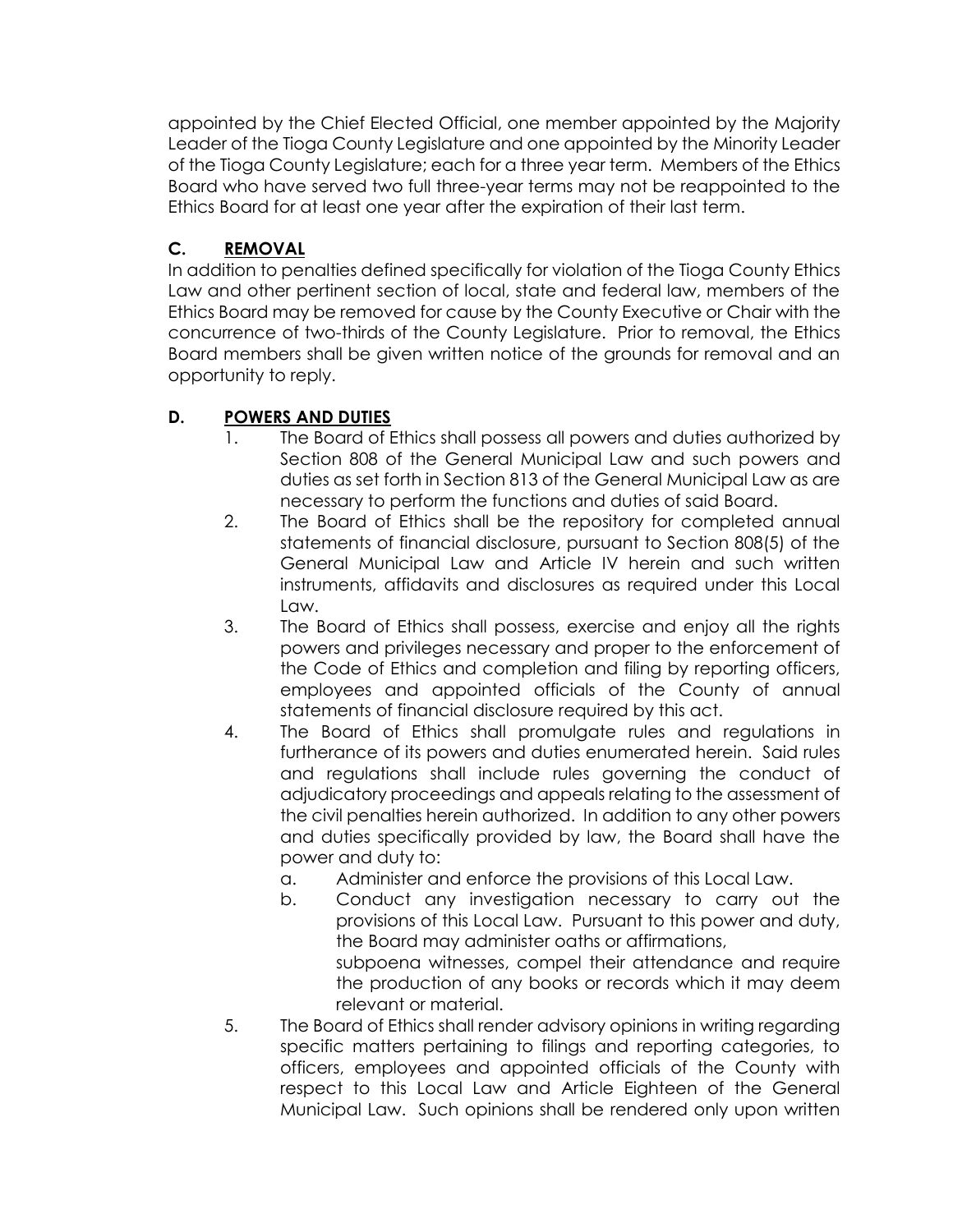appointed by the Chief Elected Official, one member appointed by the Majority Leader of the Tioga County Legislature and one appointed by the Minority Leader of the Tioga County Legislature; each for a three year term. Members of the Ethics Board who have served two full three-year terms may not be reappointed to the Ethics Board for at least one year after the expiration of their last term.

### C. REMOVAL

In addition to penalties defined specifically for violation of the Tioga County Ethics Law and other pertinent section of local, state and federal law, members of the Ethics Board may be removed for cause by the County Executive or Chair with the concurrence of two-thirds of the County Legislature. Prior to removal, the Ethics Board members shall be given written notice of the grounds for removal and an opportunity to reply.

### D. POWERS AND DUTIES

1. The Board of Ethics shall possess all powers and duties authorized by Section 808 of the General Municipal Law and such powers and duties as set forth in Section 813 of the General Municipal Law as are necessary to perform the functions and duties of said Board.
2. The Board of Ethics shall be the repository for completed annual statements of financial disclosure, pursuant to Section 808(5) of the General Municipal Law and Article IV herein and such written instruments, affidavits and disclosures as required under this Local Law.
3. The Board of Ethics shall possess, exercise and enjoy all the rights powers and privileges necessary and proper to the enforcement of the Code of Ethics and completion and filing by reporting officers, employees and appointed officials of the County of annual statements of financial disclosure required by this act.
4. The Board of Ethics shall promulgate rules and regulations in furtherance of its powers and duties enumerated herein. Said rules and regulations shall include rules governing the conduct of adjudicatory proceedings and appeals relating to the assessment of the civil penalties herein authorized. In addition to any other powers and duties specifically provided by law, the Board shall have the power and duty to:
   a. Administer and enforce the provisions of this Local Law.
   b. Conduct any investigation necessary to carry out the provisions of this Local Law. Pursuant to this power and duty, the Board may administer oaths or affirmations, subpoena witnesses, compel their attendance and require the production of any books or records which it may deem relevant or material.
5. The Board of Ethics shall render advisory opinions in writing regarding specific matters pertaining to filings and reporting categories, to officers, employees and appointed officials of the County with respect to this Local Law and Article Eighteen of the General Municipal Law. Such opinions shall be rendered only upon written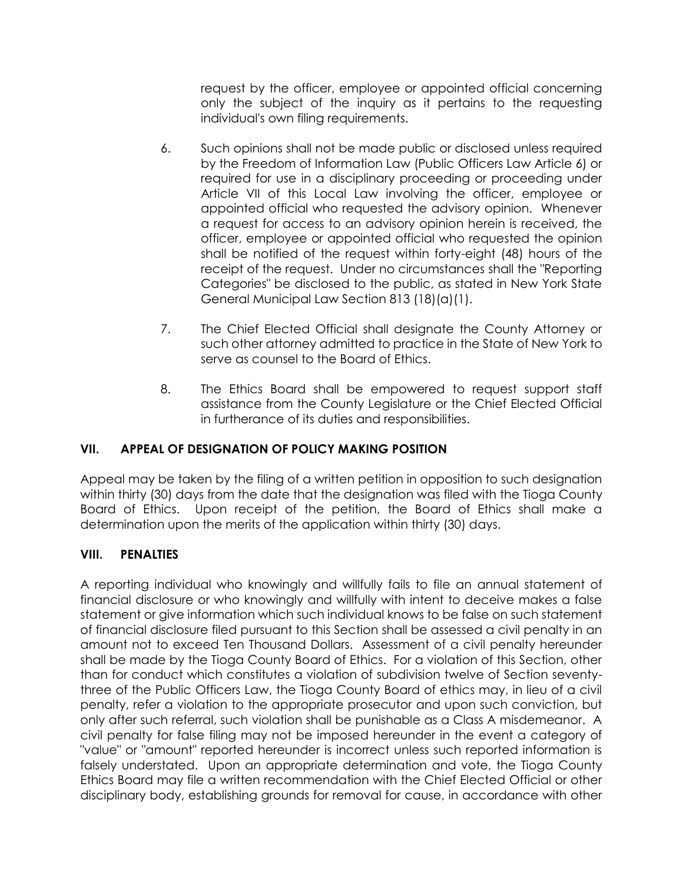request by the officer, employee or appointed official concerning only the subject of the inquiry as it pertains to the requesting individual's own filing requirements.

6. Such opinions shall not be made public or disclosed unless required by the Freedom of Information Law (Public Officers Law Article 6) or required for use in a disciplinary proceeding or proceeding under Article VII of this Local Law involving the officer, employee or appointed official who requested the advisory opinion. Whenever a request for access to an advisory opinion herein is received, the officer, employee or appointed official who requested the opinion shall be notified of the request within forty-eight (48) hours of the receipt of the request. Under no circumstances shall the "Reporting Categories" be disclosed to the public, as stated in New York State General Municipal Law Section 813 (18)(a)(1).

7. The Chief Elected Official shall designate the County Attorney or such other attorney admitted to practice in the State of New York to serve as counsel to the Board of Ethics.

8. The Ethics Board shall be empowered to request support staff assistance from the County Legislature or the Chief Elected Official in furtherance of its duties and responsibilities.

## VII. APPEAL OF DESIGNATION OF POLICY MAKING POSITION

Appeal may be taken by the filing of a written petition in opposition to such designation within thirty (30) days from the date that the designation was filed with the Tioga County Board of Ethics. Upon receipt of the petition, the Board of Ethics shall make a determination upon the merits of the application within thirty (30) days.

## VIII. PENALTIES

A reporting individual who knowingly and willfully fails to file an annual statement of financial disclosure or who knowingly and willfully with intent to deceive makes a false statement or give information which such individual knows to be false on such statement of financial disclosure filed pursuant to this Section shall be assessed a civil penalty in an amount not to exceed Ten Thousand Dollars. Assessment of a civil penalty hereunder shall be made by the Tioga County Board of Ethics. For a violation of this Section, other than for conduct which constitutes a violation of subdivision twelve of Section seventy-three of the Public Officers Law, the Tioga County Board of ethics may, in lieu of a civil penalty, refer a violation to the appropriate prosecutor and upon such conviction, but only after such referral, such violation shall be punishable as a Class A misdemeanor. A civil penalty for false filing may not be imposed hereunder in the event a category of "value" or "amount" reported hereunder is incorrect unless such reported information is falsely understated. Upon an appropriate determination and vote, the Tioga County Ethics Board may file a written recommendation with the Chief Elected Official or other disciplinary body, establishing grounds for removal for cause, in accordance with other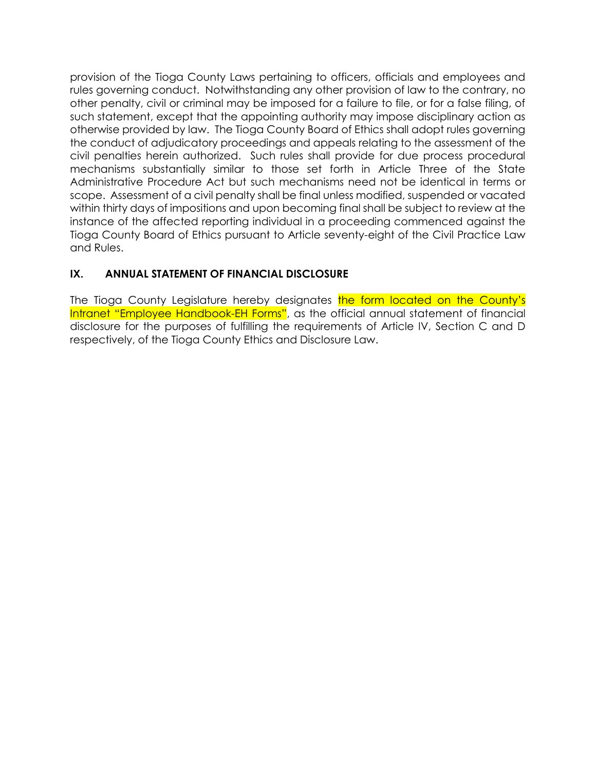provision of the Tioga County Laws pertaining to officers, officials and employees and rules governing conduct. Notwithstanding any other provision of law to the contrary, no other penalty, civil or criminal may be imposed for a failure to file, or for a false filing, of such statement, except that the appointing authority may impose disciplinary action as otherwise provided by law. The Tioga County Board of Ethics shall adopt rules governing the conduct of adjudicatory proceedings and appeals relating to the assessment of the civil penalties herein authorized. Such rules shall provide for due process procedural mechanisms substantially similar to those set forth in Article Three of the State Administrative Procedure Act but such mechanisms need not be identical in terms or scope. Assessment of a civil penalty shall be final unless modified, suspended or vacated within thirty days of impositions and upon becoming final shall be subject to review at the instance of the affected reporting individual in a proceeding commenced against the Tioga County Board of Ethics pursuant to Article seventy-eight of the Civil Practice Law and Rules.

## IX. ANNUAL STATEMENT OF FINANCIAL DISCLOSURE

The Tioga County Legislature hereby designates the form located on the County's Intranet "Employee Handbook-EH Forms", as the official annual statement of financial disclosure for the purposes of fulfilling the requirements of Article IV, Section C and D respectively, of the Tioga County Ethics and Disclosure Law.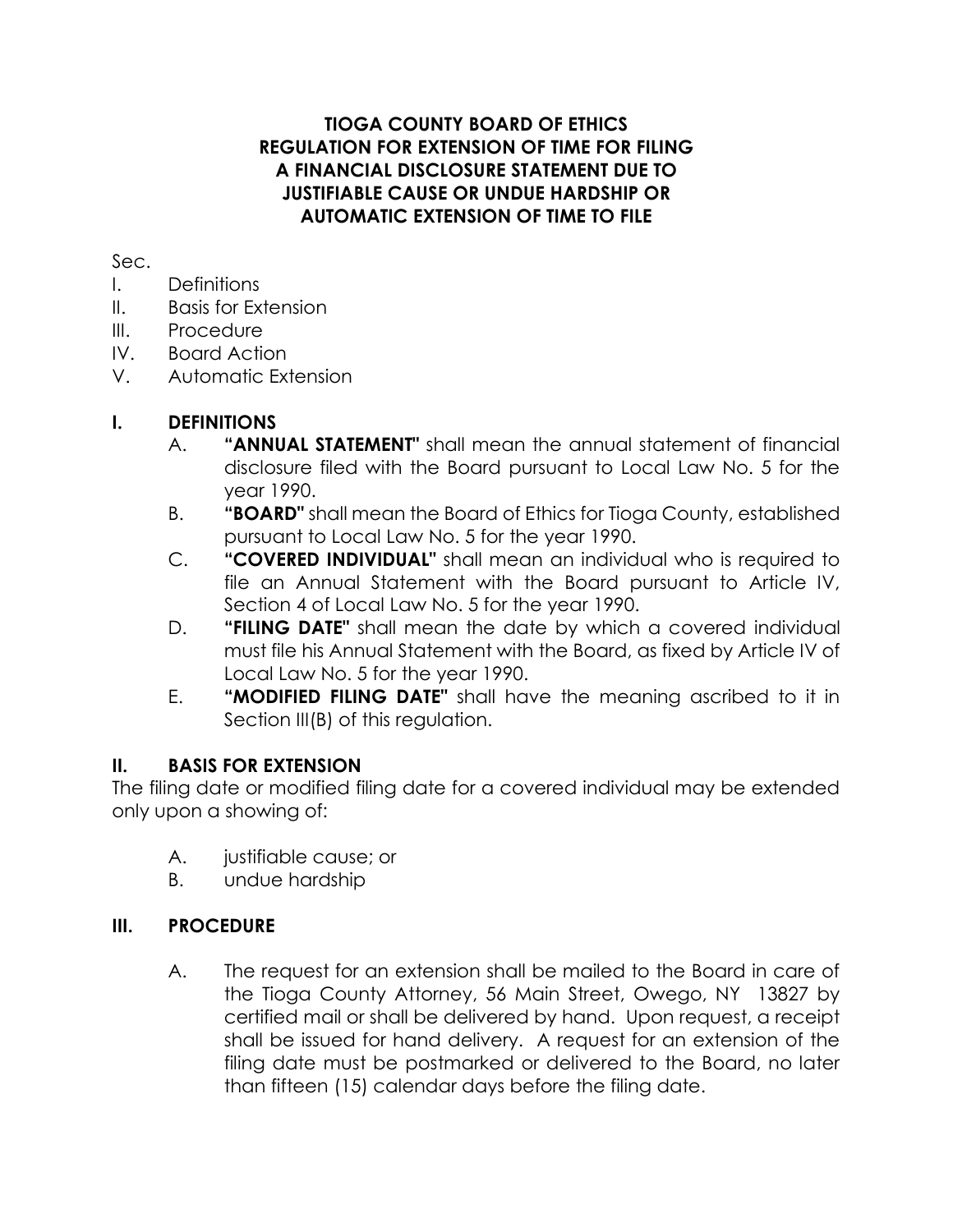**TIOGA COUNTY BOARD OF ETHICS**
**REGULATION FOR EXTENSION OF TIME FOR FILING**
**A FINANCIAL DISCLOSURE STATEMENT DUE TO**
**JUSTIFIABLE CAUSE OR UNDUE HARDSHIP OR**
**AUTOMATIC EXTENSION OF TIME TO FILE**

Sec.

I. Definitions
II. Basis for Extension
III. Procedure
IV. Board Action
V. Automatic Extension

## I. DEFINITIONS

A. **"ANNUAL STATEMENT"** shall mean the annual statement of financial disclosure filed with the Board pursuant to Local Law No. 5 for the year 1990.

B. **"BOARD"** shall mean the Board of Ethics for Tioga County, established pursuant to Local Law No. 5 for the year 1990.

C. **"COVERED INDIVIDUAL"** shall mean an individual who is required to file an Annual Statement with the Board pursuant to Article IV, Section 4 of Local Law No. 5 for the year 1990.

D. **"FILING DATE"** shall mean the date by which a covered individual must file his Annual Statement with the Board, as fixed by Article IV of Local Law No. 5 for the year 1990.

E. **"MODIFIED FILING DATE"** shall have the meaning ascribed to it in Section III(B) of this regulation.

## II. BASIS FOR EXTENSION

The filing date or modified filing date for a covered individual may be extended only upon a showing of:

A. justifiable cause; or
B. undue hardship

## III. PROCEDURE

A. The request for an extension shall be mailed to the Board in care of the Tioga County Attorney, 56 Main Street, Owego, NY 13827 by certified mail or shall be delivered by hand. Upon request, a receipt shall be issued for hand delivery. A request for an extension of the filing date must be postmarked or delivered to the Board, no later than fifteen (15) calendar days before the filing date.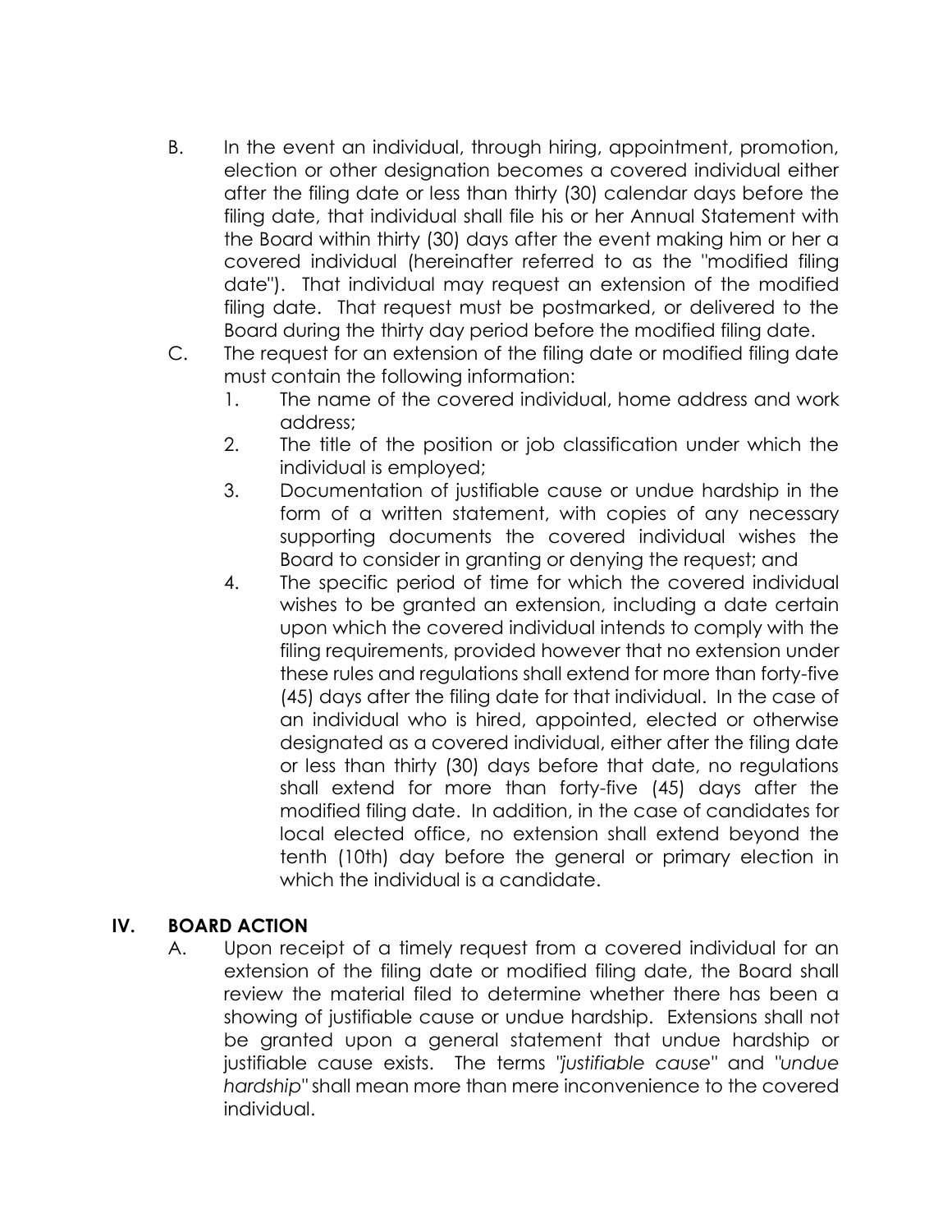B. In the event an individual, through hiring, appointment, promotion, election or other designation becomes a covered individual either after the filing date or less than thirty (30) calendar days before the filing date, that individual shall file his or her Annual Statement with the Board within thirty (30) days after the event making him or her a covered individual (hereinafter referred to as the "modified filing date"). That individual may request an extension of the modified filing date. That request must be postmarked, or delivered to the Board during the thirty day period before the modified filing date.

C. The request for an extension of the filing date or modified filing date must contain the following information:

   1. The name of the covered individual, home address and work address;
   2. The title of the position or job classification under which the individual is employed;
   3. Documentation of justifiable cause or undue hardship in the form of a written statement, with copies of any necessary supporting documents the covered individual wishes the Board to consider in granting or denying the request; and
   4. The specific period of time for which the covered individual wishes to be granted an extension, including a date certain upon which the covered individual intends to comply with the filing requirements, provided however that no extension under these rules and regulations shall extend for more than forty-five (45) days after the filing date for that individual. In the case of an individual who is hired, appointed, elected or otherwise designated as a covered individual, either after the filing date or less than thirty (30) days before that date, no regulations shall extend for more than forty-five (45) days after the modified filing date. In addition, in the case of candidates for local elected office, no extension shall extend beyond the tenth (10th) day before the general or primary election in which the individual is a candidate.

## IV. BOARD ACTION

A. Upon receipt of a timely request from a covered individual for an extension of the filing date or modified filing date, the Board shall review the material filed to determine whether there has been a showing of justifiable cause or undue hardship. Extensions shall not be granted upon a general statement that undue hardship or justifiable cause exists. The terms "*justifiable cause*" and "*undue hardship*" shall mean more than mere inconvenience to the covered individual.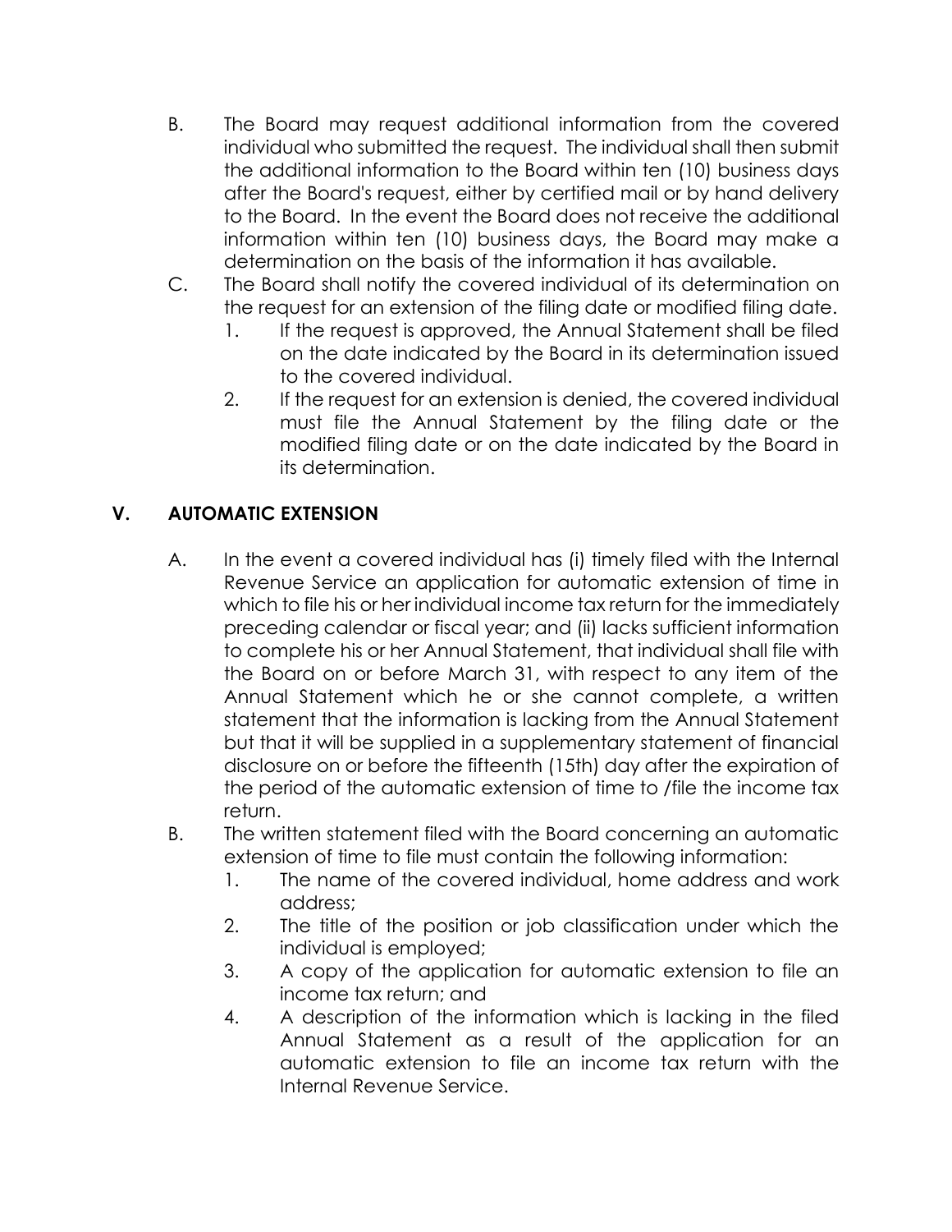B. The Board may request additional information from the covered individual who submitted the request. The individual shall then submit the additional information to the Board within ten (10) business days after the Board's request, either by certified mail or by hand delivery to the Board. In the event the Board does not receive the additional information within ten (10) business days, the Board may make a determination on the basis of the information it has available.

C. The Board shall notify the covered individual of its determination on the request for an extension of the filing date or modified filing date.
   1. If the request is approved, the Annual Statement shall be filed on the date indicated by the Board in its determination issued to the covered individual.
   2. If the request for an extension is denied, the covered individual must file the Annual Statement by the filing date or the modified filing date or on the date indicated by the Board in its determination.

## V. AUTOMATIC EXTENSION

A. In the event a covered individual has (i) timely filed with the Internal Revenue Service an application for automatic extension of time in which to file his or her individual income tax return for the immediately preceding calendar or fiscal year; and (ii) lacks sufficient information to complete his or her Annual Statement, that individual shall file with the Board on or before March 31, with respect to any item of the Annual Statement which he or she cannot complete, a written statement that the information is lacking from the Annual Statement but that it will be supplied in a supplementary statement of financial disclosure on or before the fifteenth (15th) day after the expiration of the period of the automatic extension of time to /file the income tax return.

B. The written statement filed with the Board concerning an automatic extension of time to file must contain the following information:
   1. The name of the covered individual, home address and work address;
   2. The title of the position or job classification under which the individual is employed;
   3. A copy of the application for automatic extension to file an income tax return; and
   4. A description of the information which is lacking in the filed Annual Statement as a result of the application for an automatic extension to file an income tax return with the Internal Revenue Service.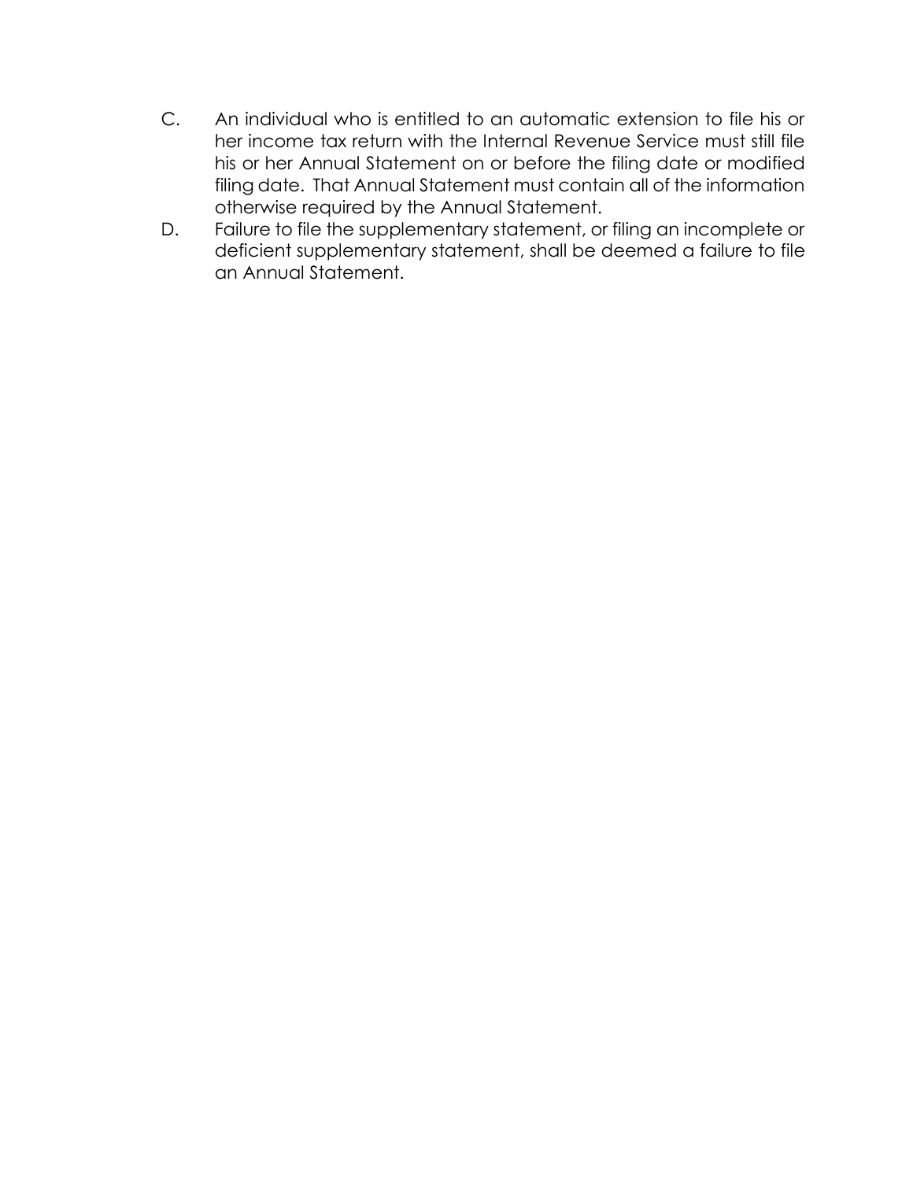C. An individual who is entitled to an automatic extension to file his or her income tax return with the Internal Revenue Service must still file his or her Annual Statement on or before the filing date or modified filing date. That Annual Statement must contain all of the information otherwise required by the Annual Statement.

D. Failure to file the supplementary statement, or filing an incomplete or deficient supplementary statement, shall be deemed a failure to file an Annual Statement.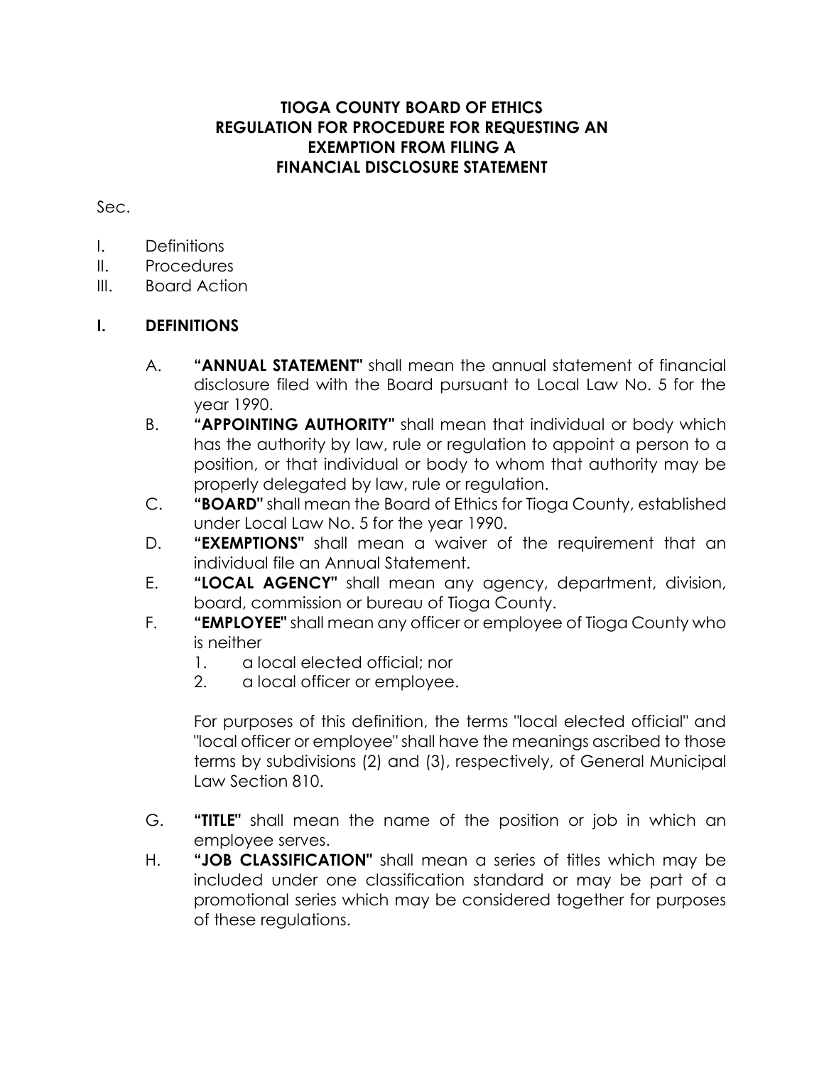# TIOGA COUNTY BOARD OF ETHICS
# REGULATION FOR PROCEDURE FOR REQUESTING AN EXEMPTION FROM FILING A FINANCIAL DISCLOSURE STATEMENT

Sec.

I. Definitions
II. Procedures
III. Board Action

## I. DEFINITIONS

A. **"ANNUAL STATEMENT"** shall mean the annual statement of financial disclosure filed with the Board pursuant to Local Law No. 5 for the year 1990.

B. **"APPOINTING AUTHORITY"** shall mean that individual or body which has the authority by law, rule or regulation to appoint a person to a position, or that individual or body to whom that authority may be properly delegated by law, rule or regulation.

C. **"BOARD"** shall mean the Board of Ethics for Tioga County, established under Local Law No. 5 for the year 1990.

D. **"EXEMPTIONS"** shall mean a waiver of the requirement that an individual file an Annual Statement.

E. **"LOCAL AGENCY"** shall mean any agency, department, division, board, commission or bureau of Tioga County.

F. **"EMPLOYEE"** shall mean any officer or employee of Tioga County who is neither

1. a local elected official; nor
2. a local officer or employee.

For purposes of this definition, the terms "local elected official" and "local officer or employee" shall have the meanings ascribed to those terms by subdivisions (2) and (3), respectively, of General Municipal Law Section 810.

G. **"TITLE"** shall mean the name of the position or job in which an employee serves.

H. **"JOB CLASSIFICATION"** shall mean a series of titles which may be included under one classification standard or may be part of a promotional series which may be considered together for purposes of these regulations.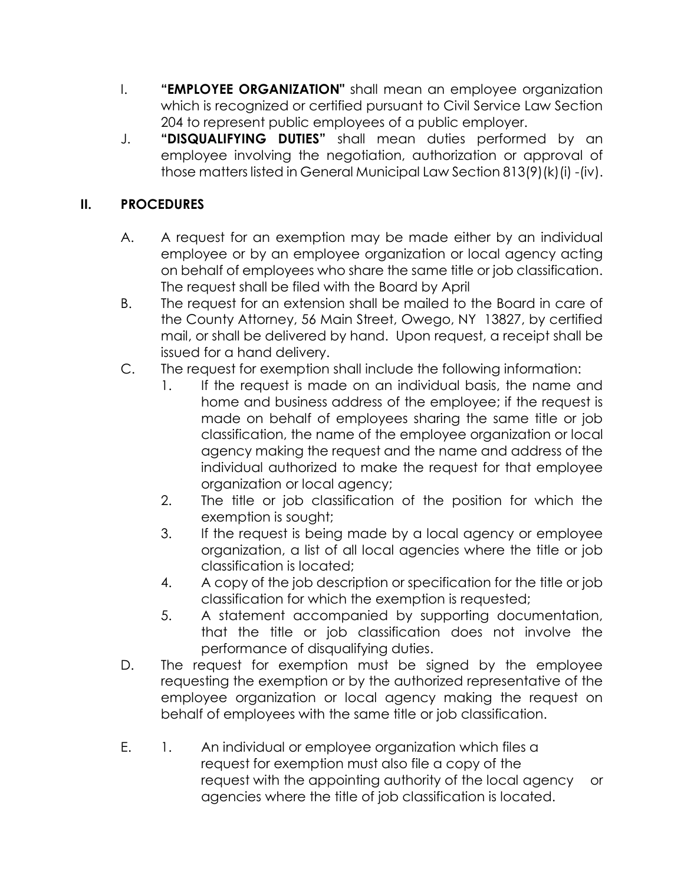I. **"EMPLOYEE ORGANIZATION"** shall mean an employee organization which is recognized or certified pursuant to Civil Service Law Section 204 to represent public employees of a public employer.

J. **"DISQUALIFYING DUTIES"** shall mean duties performed by an employee involving the negotiation, authorization or approval of those matters listed in General Municipal Law Section 813(9)(k)(i) -(iv).

## II. PROCEDURES

A. A request for an exemption may be made either by an individual employee or by an employee organization or local agency acting on behalf of employees who share the same title or job classification. The request shall be filed with the Board by April

B. The request for an extension shall be mailed to the Board in care of the County Attorney, 56 Main Street, Owego, NY 13827, by certified mail, or shall be delivered by hand. Upon request, a receipt shall be issued for a hand delivery.

C. The request for exemption shall include the following information:

1. If the request is made on an individual basis, the name and home and business address of the employee; if the request is made on behalf of employees sharing the same title or job classification, the name of the employee organization or local agency making the request and the name and address of the individual authorized to make the request for that employee organization or local agency;
2. The title or job classification of the position for which the exemption is sought;
3. If the request is being made by a local agency or employee organization, a list of all local agencies where the title or job classification is located;
4. A copy of the job description or specification for the title or job classification for which the exemption is requested;
5. A statement accompanied by supporting documentation, that the title or job classification does not involve the performance of disqualifying duties.

D. The request for exemption must be signed by the employee requesting the exemption or by the authorized representative of the employee organization or local agency making the request on behalf of employees with the same title or job classification.

E. 1. An individual or employee organization which files a request for exemption must also file a copy of the request with the appointing authority of the local agency or agencies where the title of job classification is located.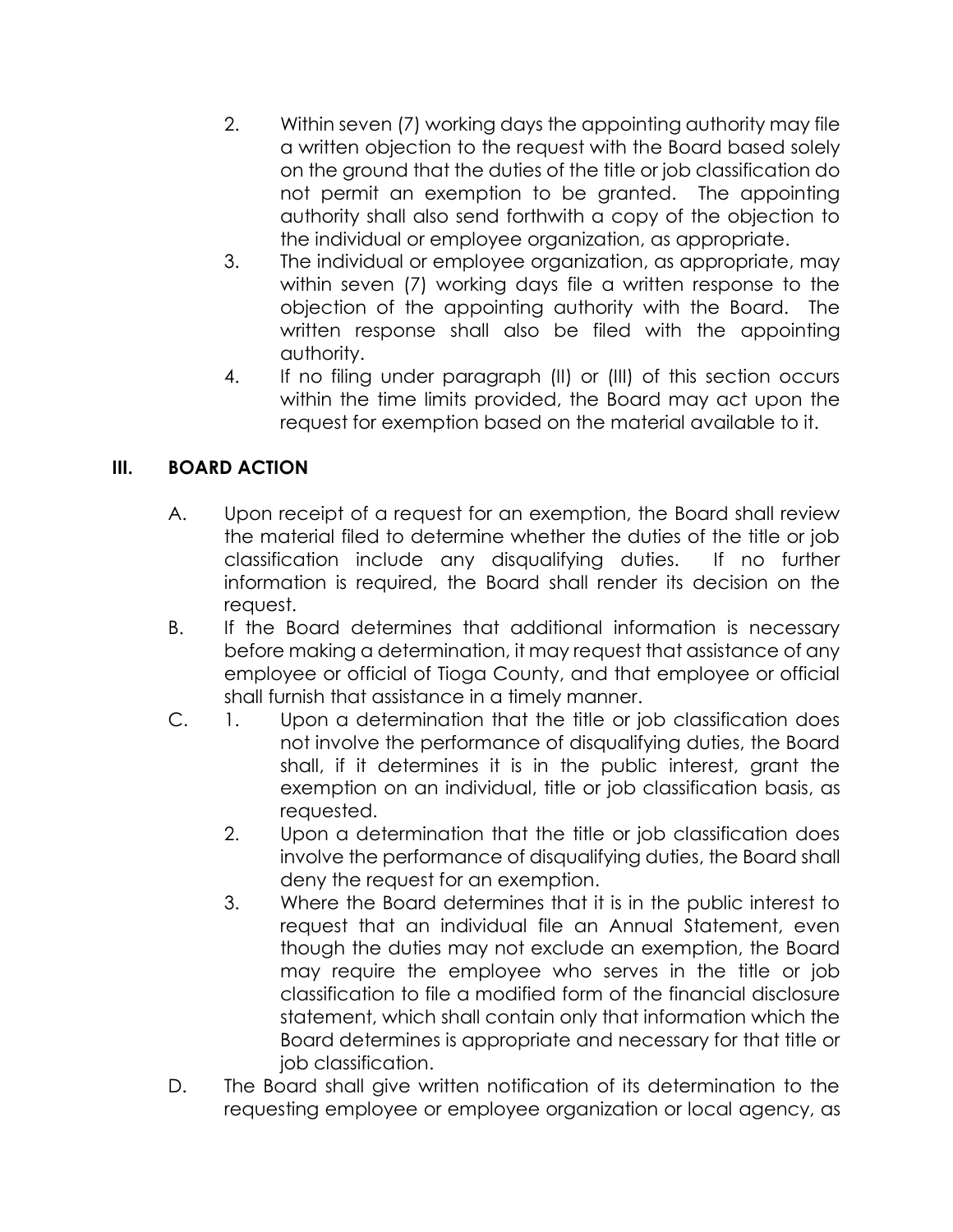2. Within seven (7) working days the appointing authority may file a written objection to the request with the Board based solely on the ground that the duties of the title or job classification do not permit an exemption to be granted. The appointing authority shall also send forthwith a copy of the objection to the individual or employee organization, as appropriate.
3. The individual or employee organization, as appropriate, may within seven (7) working days file a written response to the objection of the appointing authority with the Board. The written response shall also be filed with the appointing authority.
4. If no filing under paragraph (II) or (III) of this section occurs within the time limits provided, the Board may act upon the request for exemption based on the material available to it.

## III. BOARD ACTION

A. Upon receipt of a request for an exemption, the Board shall review the material filed to determine whether the duties of the title or job classification include any disqualifying duties. If no further information is required, the Board shall render its decision on the request.

B. If the Board determines that additional information is necessary before making a determination, it may request that assistance of any employee or official of Tioga County, and that employee or official shall furnish that assistance in a timely manner.

C.
1. Upon a determination that the title or job classification does not involve the performance of disqualifying duties, the Board shall, if it determines it is in the public interest, grant the exemption on an individual, title or job classification basis, as requested.
2. Upon a determination that the title or job classification does involve the performance of disqualifying duties, the Board shall deny the request for an exemption.
3. Where the Board determines that it is in the public interest to request that an individual file an Annual Statement, even though the duties may not exclude an exemption, the Board may require the employee who serves in the title or job classification to file a modified form of the financial disclosure statement, which shall contain only that information which the Board determines is appropriate and necessary for that title or job classification.

D. The Board shall give written notification of its determination to the requesting employee or employee organization or local agency, as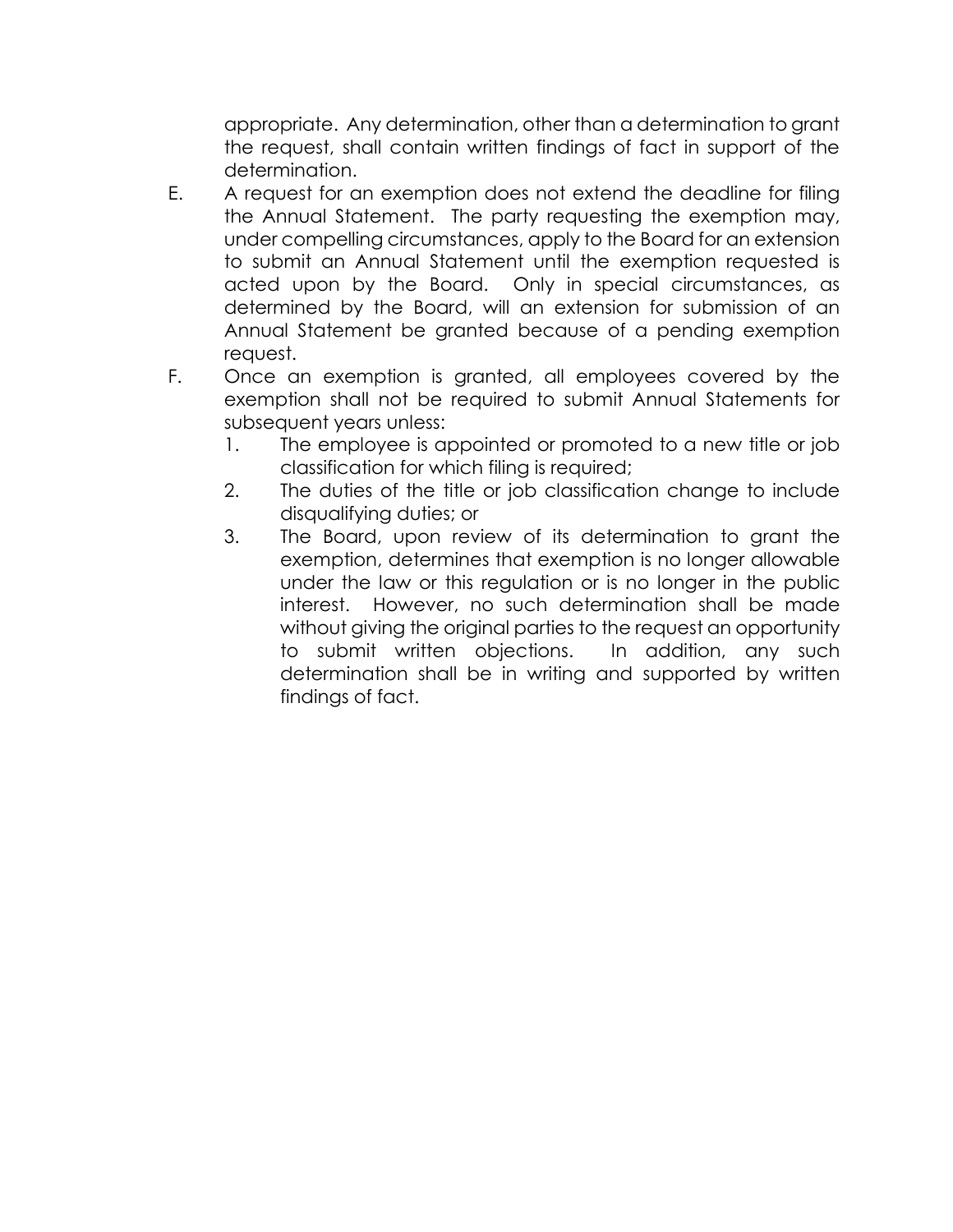appropriate. Any determination, other than a determination to grant the request, shall contain written findings of fact in support of the determination.

E. A request for an exemption does not extend the deadline for filing the Annual Statement. The party requesting the exemption may, under compelling circumstances, apply to the Board for an extension to submit an Annual Statement until the exemption requested is acted upon by the Board. Only in special circumstances, as determined by the Board, will an extension for submission of an Annual Statement be granted because of a pending exemption request.

F. Once an exemption is granted, all employees covered by the exemption shall not be required to submit Annual Statements for subsequent years unless:

1. The employee is appointed or promoted to a new title or job classification for which filing is required;
2. The duties of the title or job classification change to include disqualifying duties; or
3. The Board, upon review of its determination to grant the exemption, determines that exemption is no longer allowable under the law or this regulation or is no longer in the public interest. However, no such determination shall be made without giving the original parties to the request an opportunity to submit written objections. In addition, any such determination shall be in writing and supported by written findings of fact.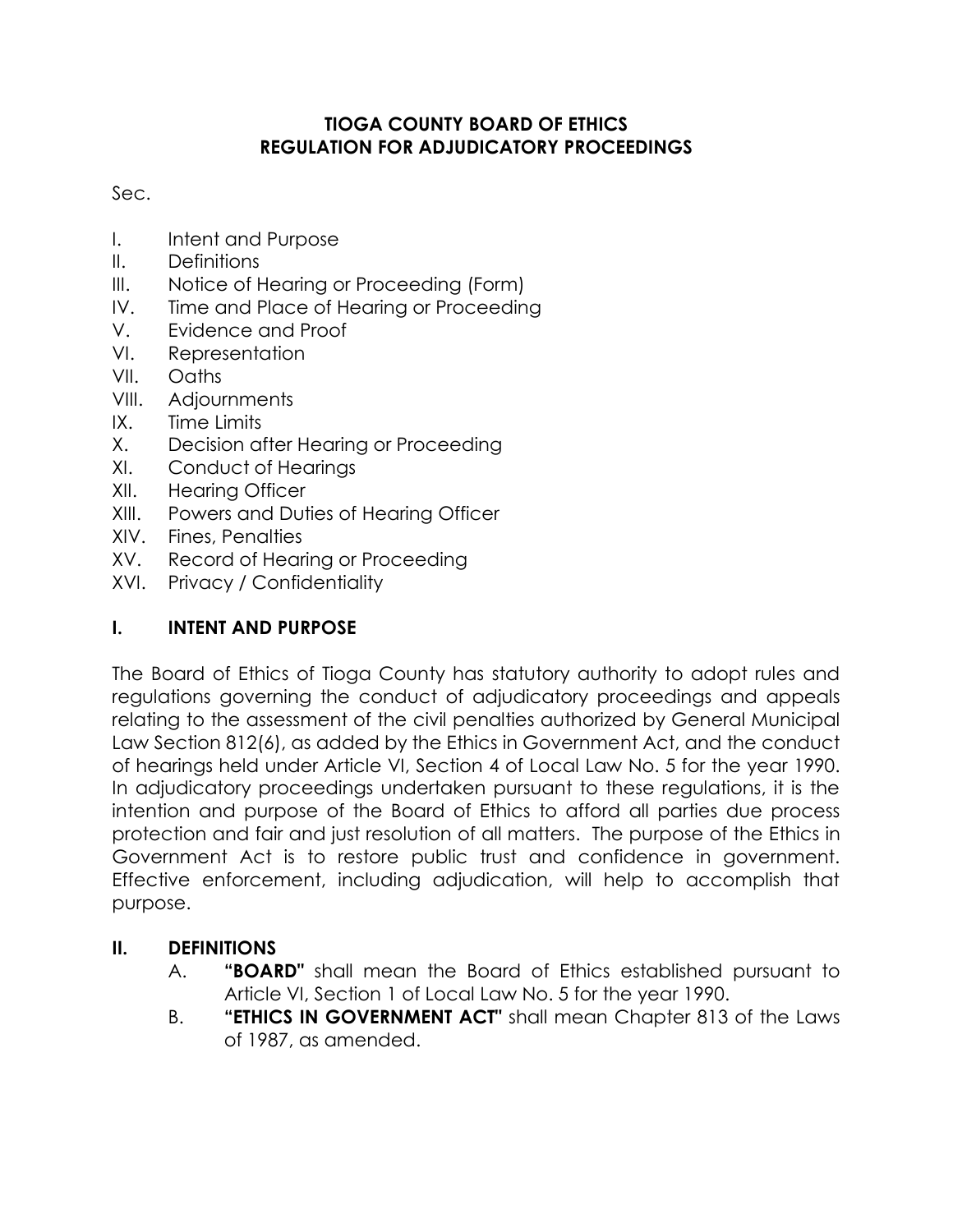**TIOGA COUNTY BOARD OF ETHICS**
**REGULATION FOR ADJUDICATORY PROCEEDINGS**

Sec.

- I. Intent and Purpose
- II. Definitions
- III. Notice of Hearing or Proceeding (Form)
- IV. Time and Place of Hearing or Proceeding
- V. Evidence and Proof
- VI. Representation
- VII. Oaths
- VIII. Adjournments
- IX. Time Limits
- X. Decision after Hearing or Proceeding
- XI. Conduct of Hearings
- XII. Hearing Officer
- XIII. Powers and Duties of Hearing Officer
- XIV. Fines, Penalties
- XV. Record of Hearing or Proceeding
- XVI. Privacy / Confidentiality

## I. INTENT AND PURPOSE

The Board of Ethics of Tioga County has statutory authority to adopt rules and regulations governing the conduct of adjudicatory proceedings and appeals relating to the assessment of the civil penalties authorized by General Municipal Law Section 812(6), as added by the Ethics in Government Act, and the conduct of hearings held under Article VI, Section 4 of Local Law No. 5 for the year 1990. In adjudicatory proceedings undertaken pursuant to these regulations, it is the intention and purpose of the Board of Ethics to afford all parties due process protection and fair and just resolution of all matters. The purpose of the Ethics in Government Act is to restore public trust and confidence in government. Effective enforcement, including adjudication, will help to accomplish that purpose.

## II. DEFINITIONS

A. **"BOARD"** shall mean the Board of Ethics established pursuant to Article VI, Section 1 of Local Law No. 5 for the year 1990.

B. **"ETHICS IN GOVERNMENT ACT"** shall mean Chapter 813 of the Laws of 1987, as amended.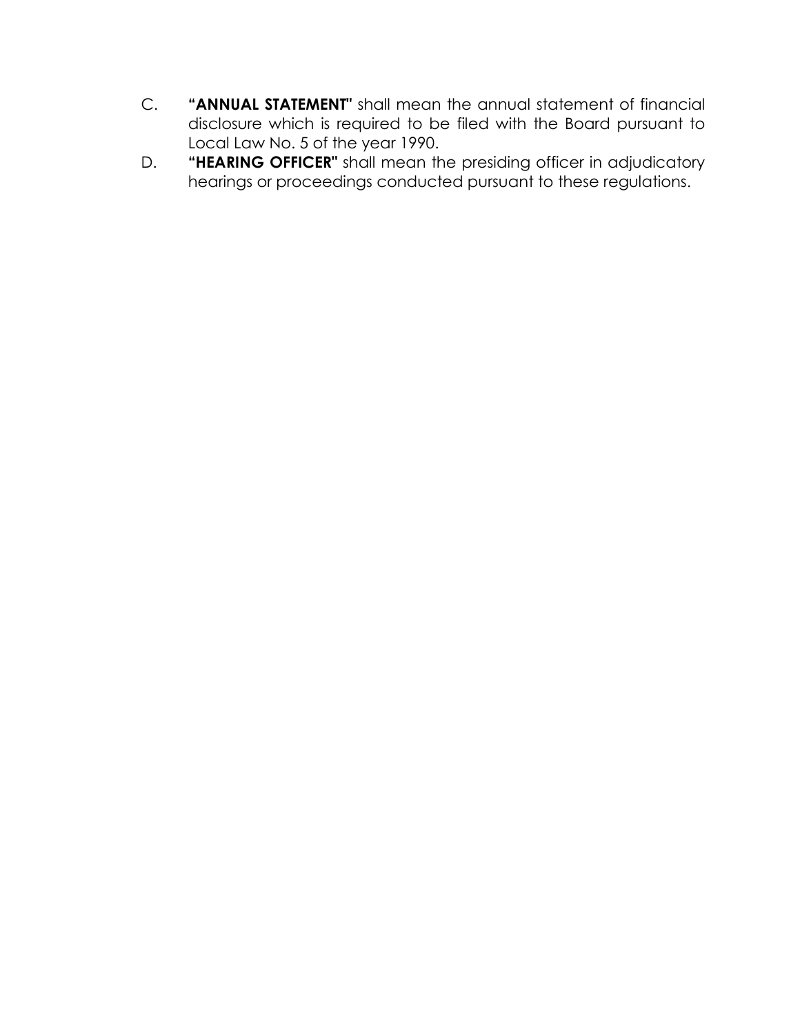C. **"ANNUAL STATEMENT"** shall mean the annual statement of financial disclosure which is required to be filed with the Board pursuant to Local Law No. 5 of the year 1990.

D. **"HEARING OFFICER"** shall mean the presiding officer in adjudicatory hearings or proceedings conducted pursuant to these regulations.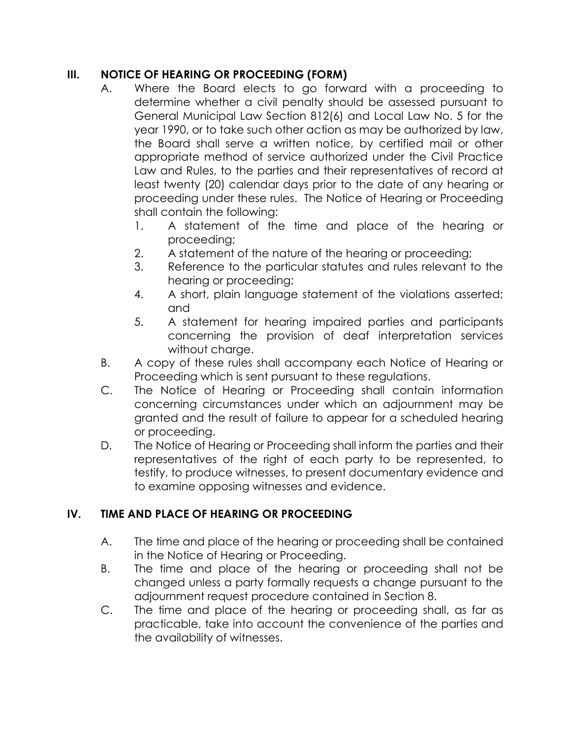## III. NOTICE OF HEARING OR PROCEEDING (FORM)

A. Where the Board elects to go forward with a proceeding to determine whether a civil penalty should be assessed pursuant to General Municipal Law Section 812(6) and Local Law No. 5 for the year 1990, or to take such other action as may be authorized by law, the Board shall serve a written notice, by certified mail or other appropriate method of service authorized under the Civil Practice Law and Rules, to the parties and their representatives of record at least twenty (20) calendar days prior to the date of any hearing or proceeding under these rules. The Notice of Hearing or Proceeding shall contain the following:

   1. A statement of the time and place of the hearing or proceeding;
   2. A statement of the nature of the hearing or proceeding;
   3. Reference to the particular statutes and rules relevant to the hearing or proceeding;
   4. A short, plain language statement of the violations asserted; and
   5. A statement for hearing impaired parties and participants concerning the provision of deaf interpretation services without charge.

B. A copy of these rules shall accompany each Notice of Hearing or Proceeding which is sent pursuant to these regulations.

C. The Notice of Hearing or Proceeding shall contain information concerning circumstances under which an adjournment may be granted and the result of failure to appear for a scheduled hearing or proceeding.

D. The Notice of Hearing or Proceeding shall inform the parties and their representatives of the right of each party to be represented, to testify, to produce witnesses, to present documentary evidence and to examine opposing witnesses and evidence.

## IV. TIME AND PLACE OF HEARING OR PROCEEDING

A. The time and place of the hearing or proceeding shall be contained in the Notice of Hearing or Proceeding.

B. The time and place of the hearing or proceeding shall not be changed unless a party formally requests a change pursuant to the adjournment request procedure contained in Section 8.

C. The time and place of the hearing or proceeding shall, as far as practicable, take into account the convenience of the parties and the availability of witnesses.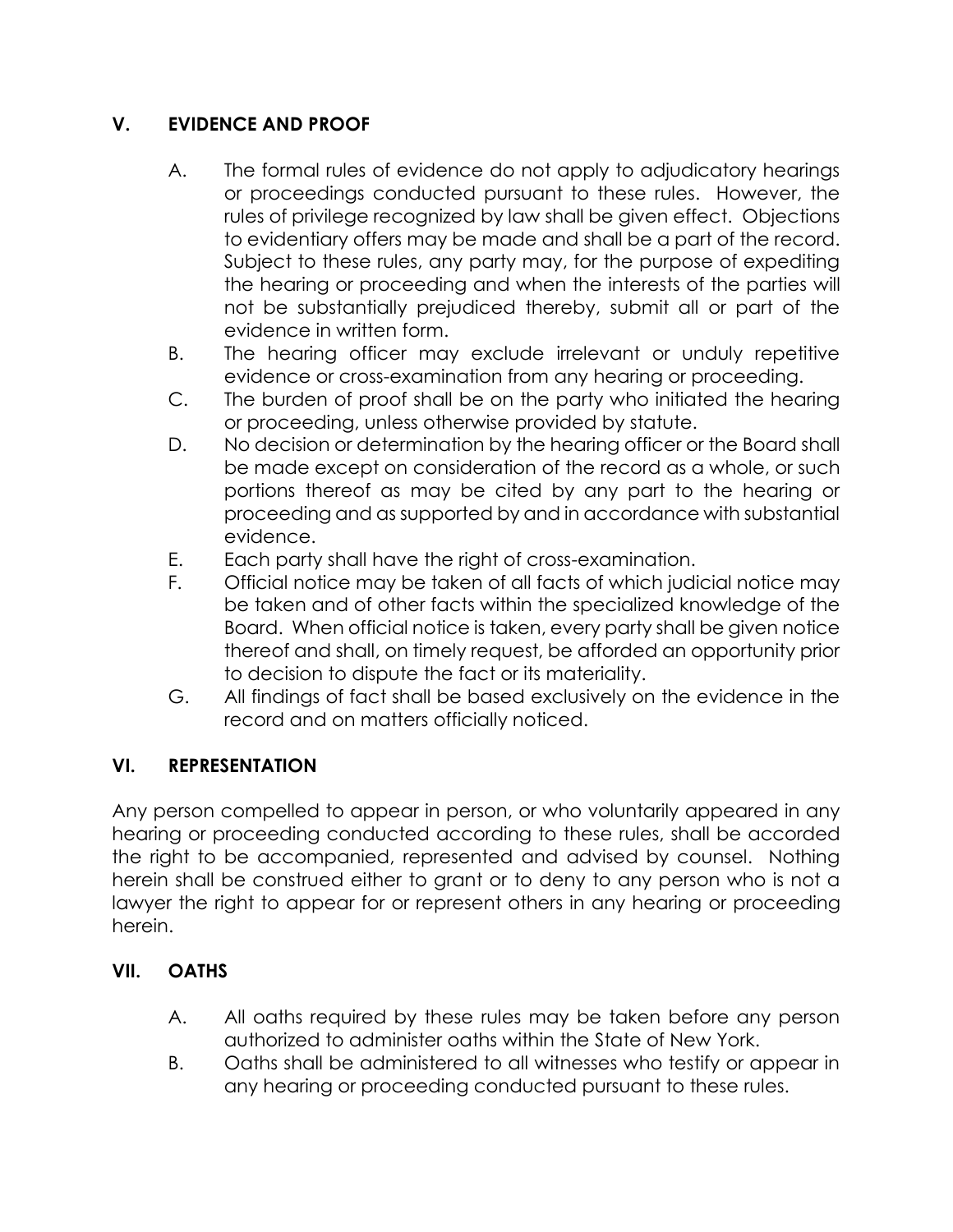## V. EVIDENCE AND PROOF

A. The formal rules of evidence do not apply to adjudicatory hearings or proceedings conducted pursuant to these rules. However, the rules of privilege recognized by law shall be given effect. Objections to evidentiary offers may be made and shall be a part of the record. Subject to these rules, any party may, for the purpose of expediting the hearing or proceeding and when the interests of the parties will not be substantially prejudiced thereby, submit all or part of the evidence in written form.

B. The hearing officer may exclude irrelevant or unduly repetitive evidence or cross-examination from any hearing or proceeding.

C. The burden of proof shall be on the party who initiated the hearing or proceeding, unless otherwise provided by statute.

D. No decision or determination by the hearing officer or the Board shall be made except on consideration of the record as a whole, or such portions thereof as may be cited by any part to the hearing or proceeding and as supported by and in accordance with substantial evidence.

E. Each party shall have the right of cross-examination.

F. Official notice may be taken of all facts of which judicial notice may be taken and of other facts within the specialized knowledge of the Board. When official notice is taken, every party shall be given notice thereof and shall, on timely request, be afforded an opportunity prior to decision to dispute the fact or its materiality.

G. All findings of fact shall be based exclusively on the evidence in the record and on matters officially noticed.

## VI. REPRESENTATION

Any person compelled to appear in person, or who voluntarily appeared in any hearing or proceeding conducted according to these rules, shall be accorded the right to be accompanied, represented and advised by counsel. Nothing herein shall be construed either to grant or to deny to any person who is not a lawyer the right to appear for or represent others in any hearing or proceeding herein.

## VII. OATHS

A. All oaths required by these rules may be taken before any person authorized to administer oaths within the State of New York.

B. Oaths shall be administered to all witnesses who testify or appear in any hearing or proceeding conducted pursuant to these rules.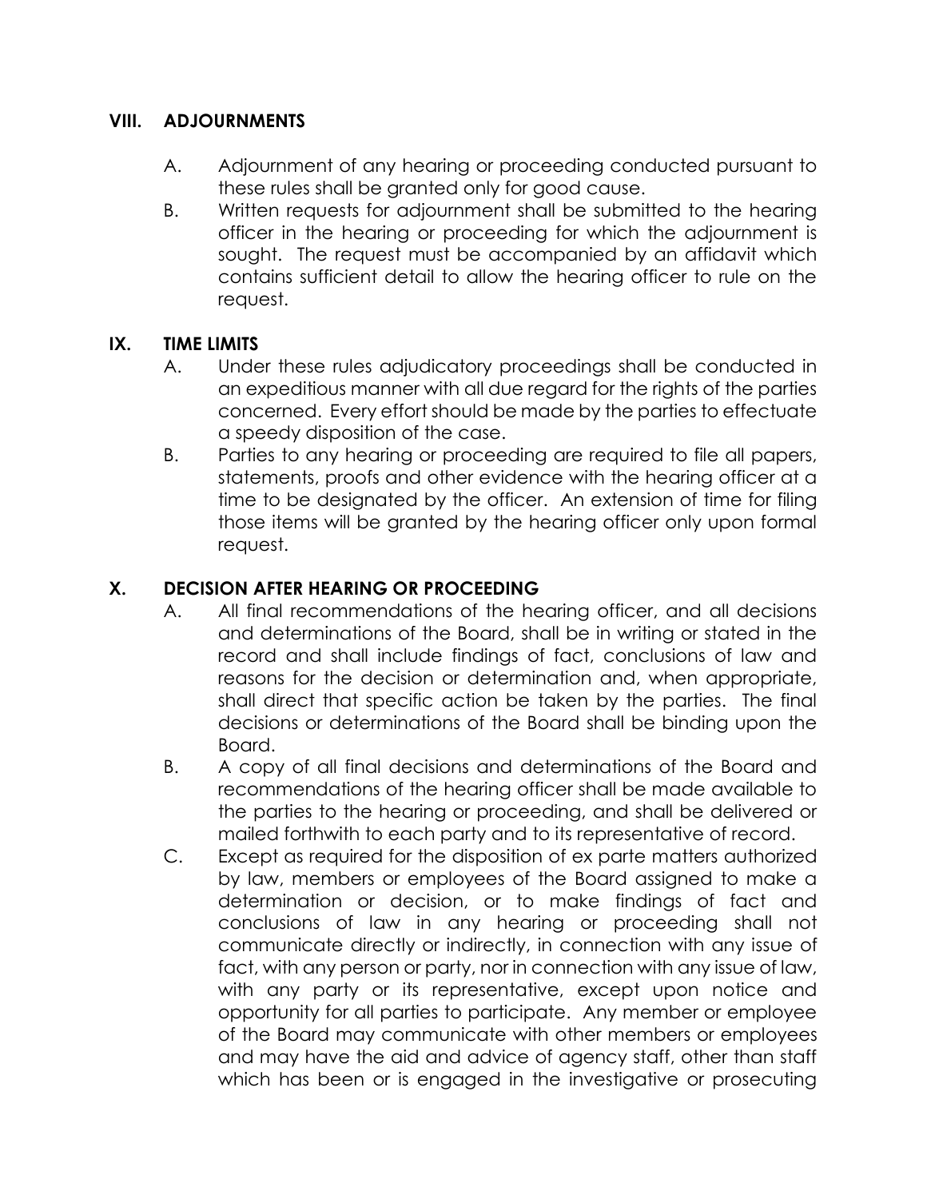## VIII. ADJOURNMENTS

A. Adjournment of any hearing or proceeding conducted pursuant to these rules shall be granted only for good cause.

B. Written requests for adjournment shall be submitted to the hearing officer in the hearing or proceeding for which the adjournment is sought. The request must be accompanied by an affidavit which contains sufficient detail to allow the hearing officer to rule on the request.

## IX. TIME LIMITS

A. Under these rules adjudicatory proceedings shall be conducted in an expeditious manner with all due regard for the rights of the parties concerned. Every effort should be made by the parties to effectuate a speedy disposition of the case.

B. Parties to any hearing or proceeding are required to file all papers, statements, proofs and other evidence with the hearing officer at a time to be designated by the officer. An extension of time for filing those items will be granted by the hearing officer only upon formal request.

## X. DECISION AFTER HEARING OR PROCEEDING

A. All final recommendations of the hearing officer, and all decisions and determinations of the Board, shall be in writing or stated in the record and shall include findings of fact, conclusions of law and reasons for the decision or determination and, when appropriate, shall direct that specific action be taken by the parties. The final decisions or determinations of the Board shall be binding upon the Board.

B. A copy of all final decisions and determinations of the Board and recommendations of the hearing officer shall be made available to the parties to the hearing or proceeding, and shall be delivered or mailed forthwith to each party and to its representative of record.

C. Except as required for the disposition of ex parte matters authorized by law, members or employees of the Board assigned to make a determination or decision, or to make findings of fact and conclusions of law in any hearing or proceeding shall not communicate directly or indirectly, in connection with any issue of fact, with any person or party, nor in connection with any issue of law, with any party or its representative, except upon notice and opportunity for all parties to participate. Any member or employee of the Board may communicate with other members or employees and may have the aid and advice of agency staff, other than staff which has been or is engaged in the investigative or prosecuting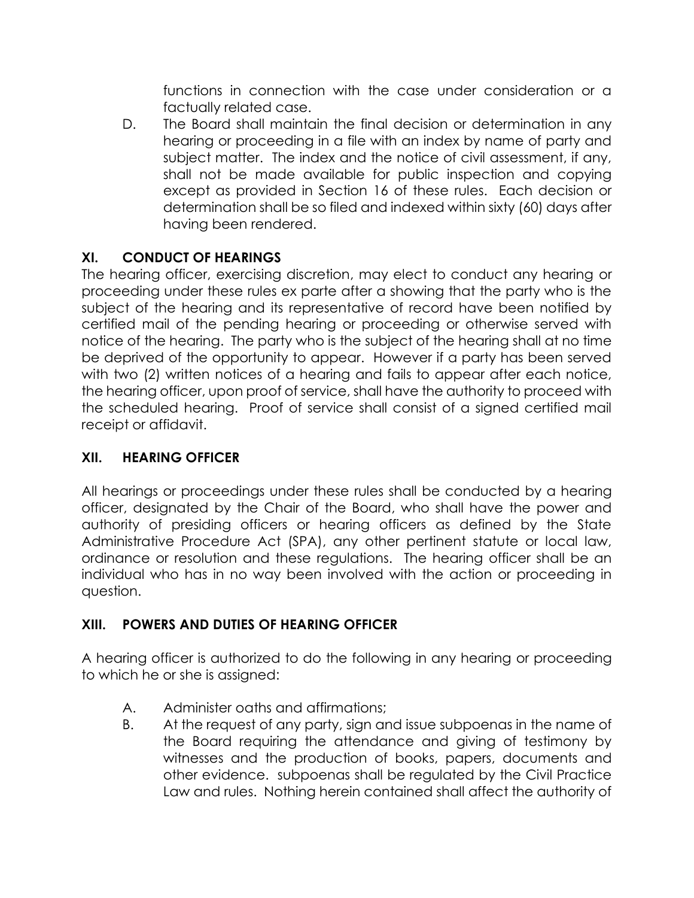functions in connection with the case under consideration or a factually related case.

D. The Board shall maintain the final decision or determination in any hearing or proceeding in a file with an index by name of party and subject matter. The index and the notice of civil assessment, if any, shall not be made available for public inspection and copying except as provided in Section 16 of these rules. Each decision or determination shall be so filed and indexed within sixty (60) days after having been rendered.

## XI. CONDUCT OF HEARINGS

The hearing officer, exercising discretion, may elect to conduct any hearing or proceeding under these rules ex parte after a showing that the party who is the subject of the hearing and its representative of record have been notified by certified mail of the pending hearing or proceeding or otherwise served with notice of the hearing. The party who is the subject of the hearing shall at no time be deprived of the opportunity to appear. However if a party has been served with two (2) written notices of a hearing and fails to appear after each notice, the hearing officer, upon proof of service, shall have the authority to proceed with the scheduled hearing. Proof of service shall consist of a signed certified mail receipt or affidavit.

## XII. HEARING OFFICER

All hearings or proceedings under these rules shall be conducted by a hearing officer, designated by the Chair of the Board, who shall have the power and authority of presiding officers or hearing officers as defined by the State Administrative Procedure Act (SPA), any other pertinent statute or local law, ordinance or resolution and these regulations. The hearing officer shall be an individual who has in no way been involved with the action or proceeding in question.

## XIII. POWERS AND DUTIES OF HEARING OFFICER

A hearing officer is authorized to do the following in any hearing or proceeding to which he or she is assigned:

A. Administer oaths and affirmations;

B. At the request of any party, sign and issue subpoenas in the name of the Board requiring the attendance and giving of testimony by witnesses and the production of books, papers, documents and other evidence. subpoenas shall be regulated by the Civil Practice Law and rules. Nothing herein contained shall affect the authority of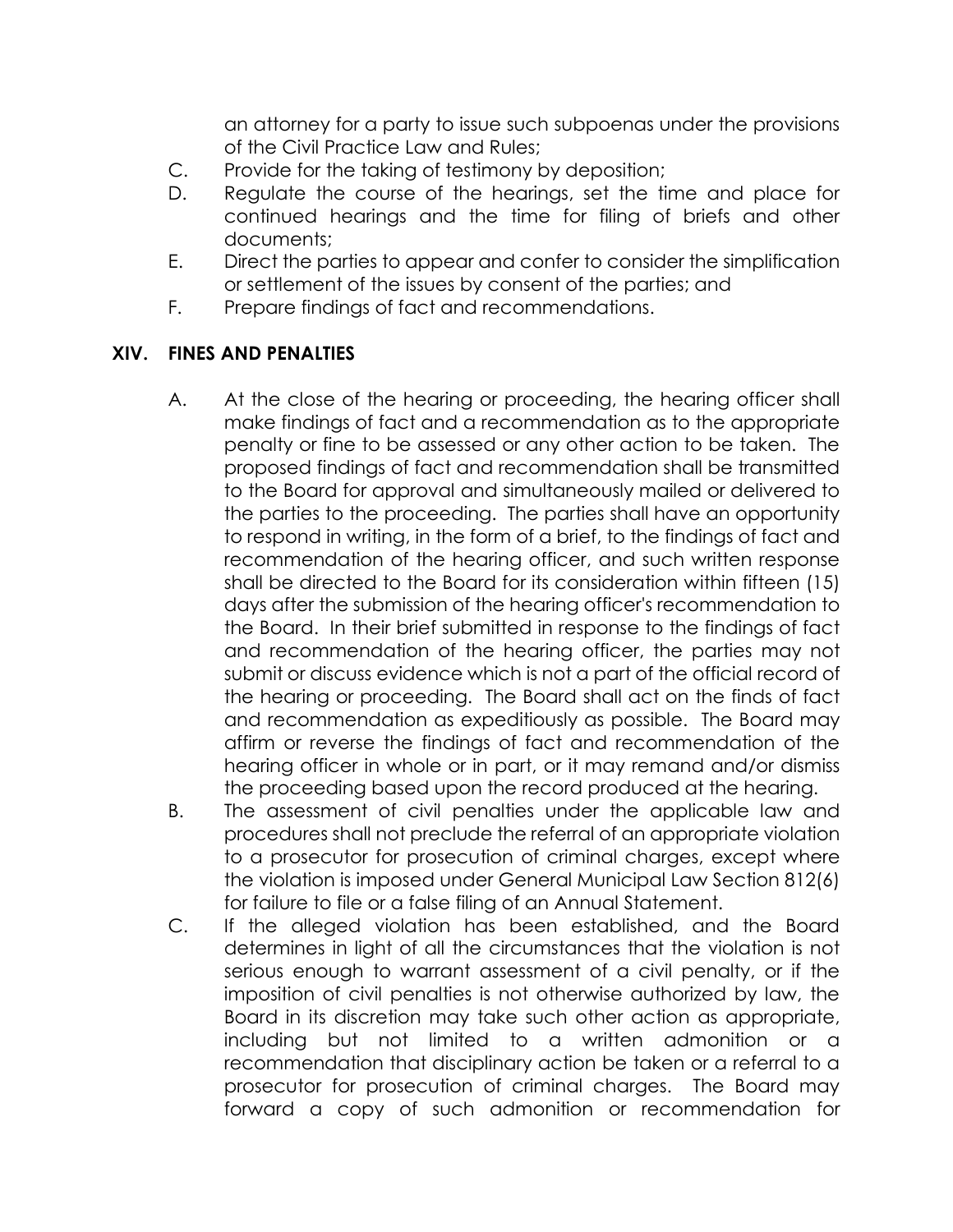an attorney for a party to issue such subpoenas under the provisions of the Civil Practice Law and Rules;

C. Provide for the taking of testimony by deposition;

D. Regulate the course of the hearings, set the time and place for continued hearings and the time for filing of briefs and other documents;

E. Direct the parties to appear and confer to consider the simplification or settlement of the issues by consent of the parties; and

F. Prepare findings of fact and recommendations.

## XIV. FINES AND PENALTIES

A. At the close of the hearing or proceeding, the hearing officer shall make findings of fact and a recommendation as to the appropriate penalty or fine to be assessed or any other action to be taken. The proposed findings of fact and recommendation shall be transmitted to the Board for approval and simultaneously mailed or delivered to the parties to the proceeding. The parties shall have an opportunity to respond in writing, in the form of a brief, to the findings of fact and recommendation of the hearing officer, and such written response shall be directed to the Board for its consideration within fifteen (15) days after the submission of the hearing officer's recommendation to the Board. In their brief submitted in response to the findings of fact and recommendation of the hearing officer, the parties may not submit or discuss evidence which is not a part of the official record of the hearing or proceeding. The Board shall act on the finds of fact and recommendation as expeditiously as possible. The Board may affirm or reverse the findings of fact and recommendation of the hearing officer in whole or in part, or it may remand and/or dismiss the proceeding based upon the record produced at the hearing.

B. The assessment of civil penalties under the applicable law and procedures shall not preclude the referral of an appropriate violation to a prosecutor for prosecution of criminal charges, except where the violation is imposed under General Municipal Law Section 812(6) for failure to file or a false filing of an Annual Statement.

C. If the alleged violation has been established, and the Board determines in light of all the circumstances that the violation is not serious enough to warrant assessment of a civil penalty, or if the imposition of civil penalties is not otherwise authorized by law, the Board in its discretion may take such other action as appropriate, including but not limited to a written admonition or a recommendation that disciplinary action be taken or a referral to a prosecutor for prosecution of criminal charges. The Board may forward a copy of such admonition or recommendation for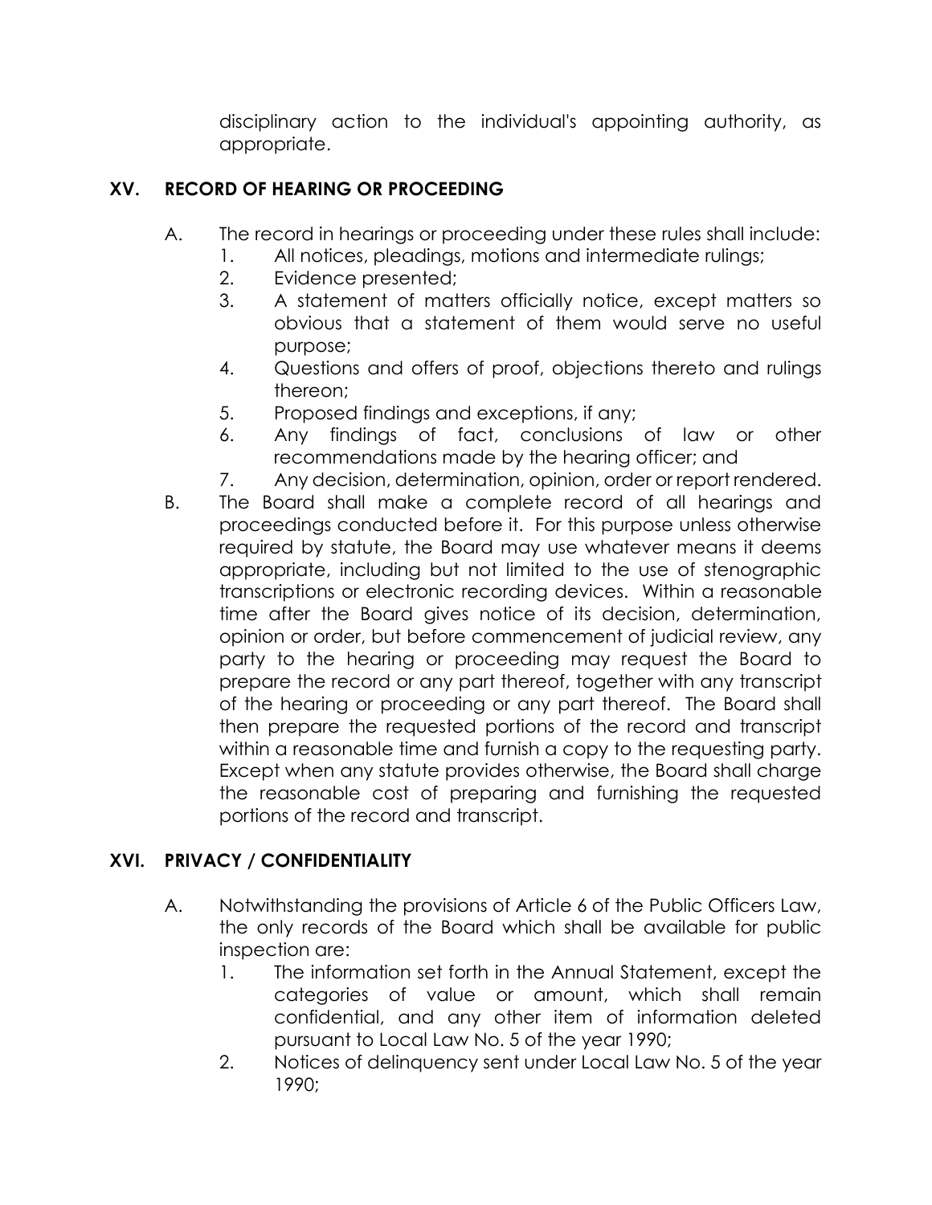disciplinary action to the individual's appointing authority, as appropriate.

## XV. RECORD OF HEARING OR PROCEEDING

A. The record in hearings or proceeding under these rules shall include:
   1. All notices, pleadings, motions and intermediate rulings;
   2. Evidence presented;
   3. A statement of matters officially notice, except matters so obvious that a statement of them would serve no useful purpose;
   4. Questions and offers of proof, objections thereto and rulings thereon;
   5. Proposed findings and exceptions, if any;
   6. Any findings of fact, conclusions of law or other recommendations made by the hearing officer; and
   7. Any decision, determination, opinion, order or report rendered.

B. The Board shall make a complete record of all hearings and proceedings conducted before it. For this purpose unless otherwise required by statute, the Board may use whatever means it deems appropriate, including but not limited to the use of stenographic transcriptions or electronic recording devices. Within a reasonable time after the Board gives notice of its decision, determination, opinion or order, but before commencement of judicial review, any party to the hearing or proceeding may request the Board to prepare the record or any part thereof, together with any transcript of the hearing or proceeding or any part thereof. The Board shall then prepare the requested portions of the record and transcript within a reasonable time and furnish a copy to the requesting party. Except when any statute provides otherwise, the Board shall charge the reasonable cost of preparing and furnishing the requested portions of the record and transcript.

## XVI. PRIVACY / CONFIDENTIALITY

A. Notwithstanding the provisions of Article 6 of the Public Officers Law, the only records of the Board which shall be available for public inspection are:
   1. The information set forth in the Annual Statement, except the categories of value or amount, which shall remain confidential, and any other item of information deleted pursuant to Local Law No. 5 of the year 1990;
   2. Notices of delinquency sent under Local Law No. 5 of the year 1990;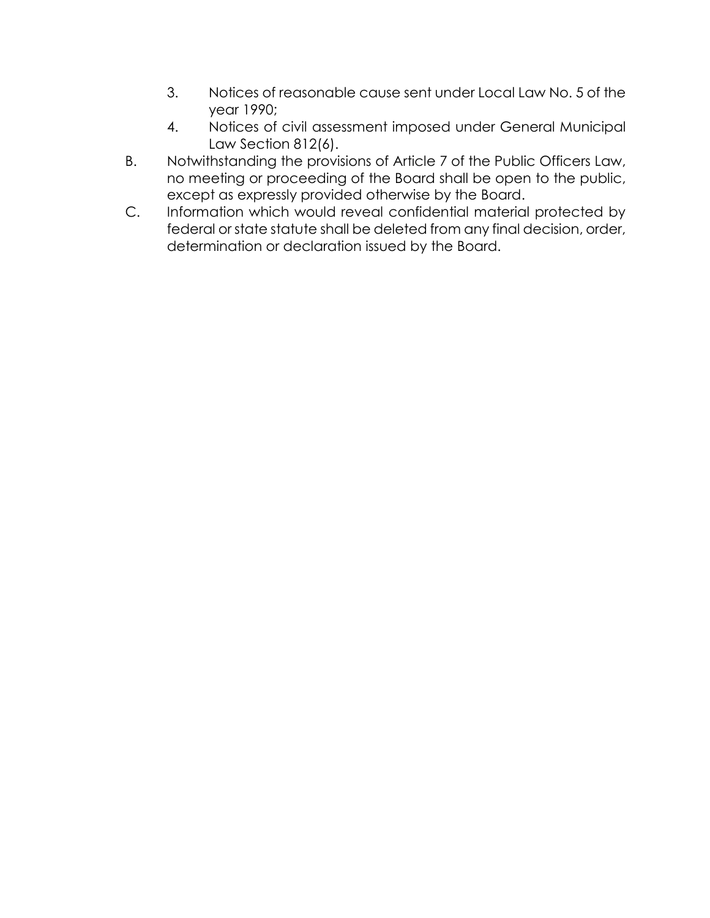3. Notices of reasonable cause sent under Local Law No. 5 of the year 1990;
4. Notices of civil assessment imposed under General Municipal Law Section 812(6).

B. Notwithstanding the provisions of Article 7 of the Public Officers Law, no meeting or proceeding of the Board shall be open to the public, except as expressly provided otherwise by the Board.

C. Information which would reveal confidential material protected by federal or state statute shall be deleted from any final decision, order, determination or declaration issued by the Board.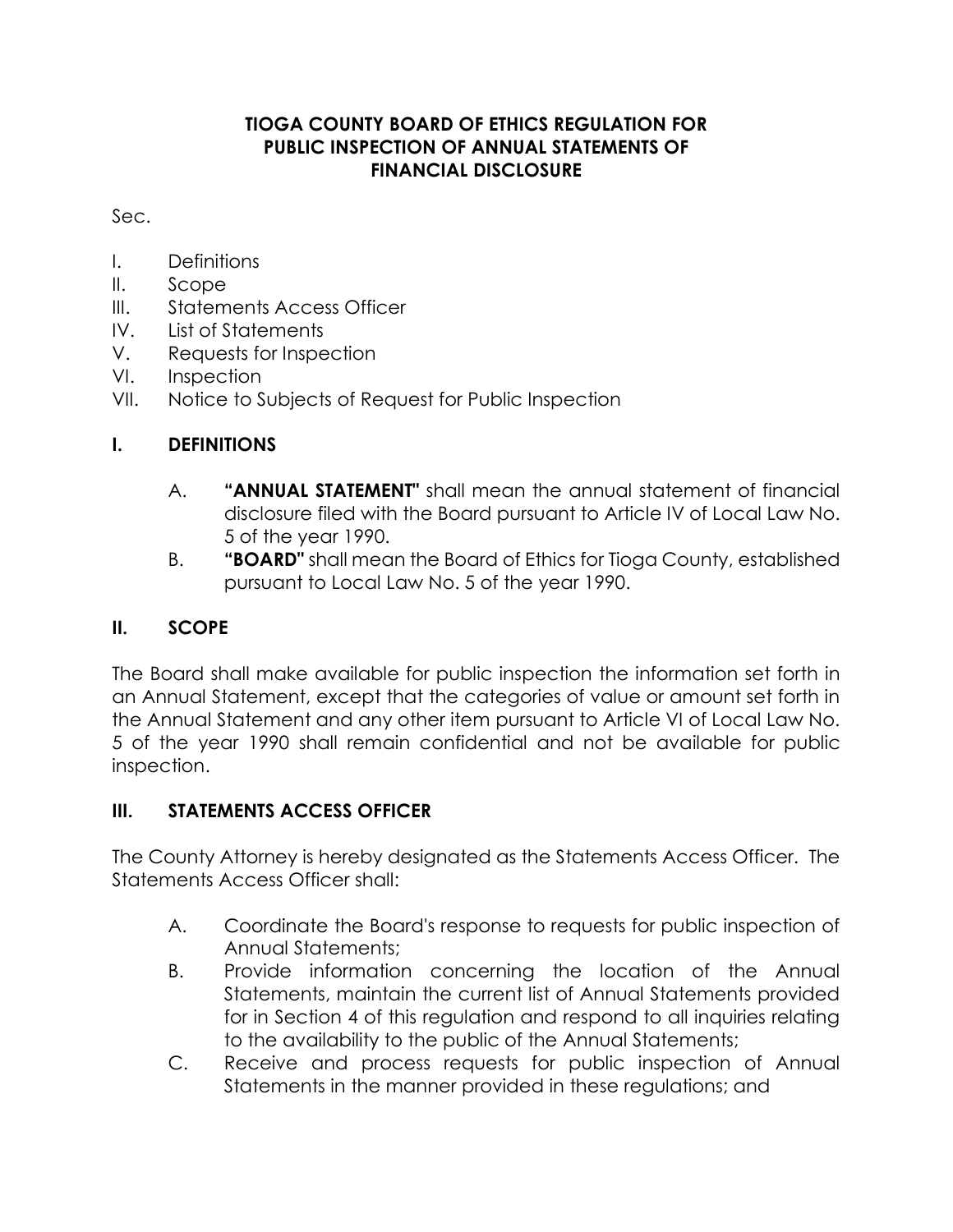# TIOGA COUNTY BOARD OF ETHICS REGULATION FOR PUBLIC INSPECTION OF ANNUAL STATEMENTS OF FINANCIAL DISCLOSURE

Sec.

I. Definitions
II. Scope
III. Statements Access Officer
IV. List of Statements
V. Requests for Inspection
VI. Inspection
VII. Notice to Subjects of Request for Public Inspection

## I. DEFINITIONS

A. **"ANNUAL STATEMENT"** shall mean the annual statement of financial disclosure filed with the Board pursuant to Article IV of Local Law No. 5 of the year 1990.

B. **"BOARD"** shall mean the Board of Ethics for Tioga County, established pursuant to Local Law No. 5 of the year 1990.

## II. SCOPE

The Board shall make available for public inspection the information set forth in an Annual Statement, except that the categories of value or amount set forth in the Annual Statement and any other item pursuant to Article VI of Local Law No. 5 of the year 1990 shall remain confidential and not be available for public inspection.

## III. STATEMENTS ACCESS OFFICER

The County Attorney is hereby designated as the Statements Access Officer. The Statements Access Officer shall:

A. Coordinate the Board's response to requests for public inspection of Annual Statements;

B. Provide information concerning the location of the Annual Statements, maintain the current list of Annual Statements provided for in Section 4 of this regulation and respond to all inquiries relating to the availability to the public of the Annual Statements;

C. Receive and process requests for public inspection of Annual Statements in the manner provided in these regulations; and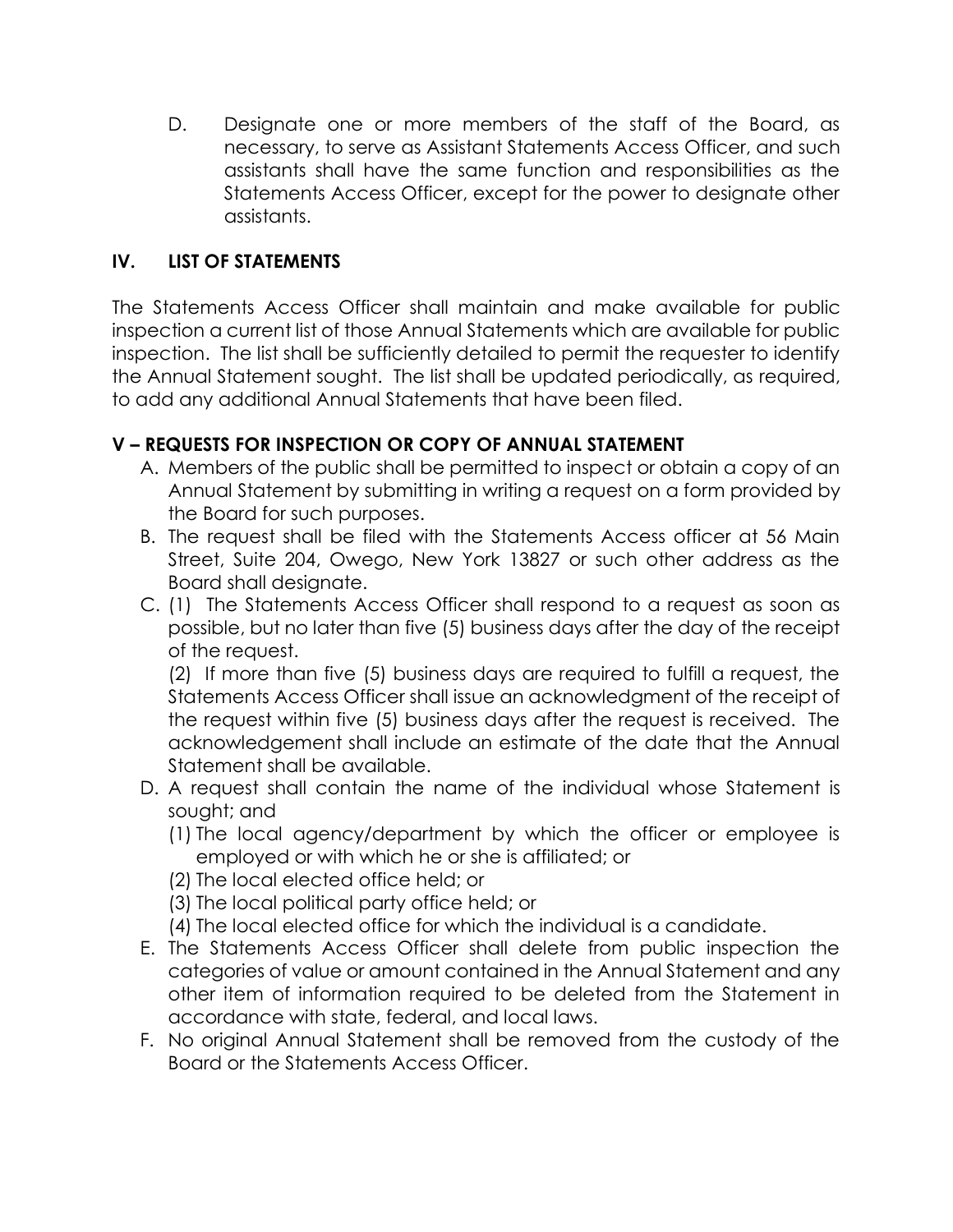D. Designate one or more members of the staff of the Board, as necessary, to serve as Assistant Statements Access Officer, and such assistants shall have the same function and responsibilities as the Statements Access Officer, except for the power to designate other assistants.

## IV. LIST OF STATEMENTS

The Statements Access Officer shall maintain and make available for public inspection a current list of those Annual Statements which are available for public inspection. The list shall be sufficiently detailed to permit the requester to identify the Annual Statement sought. The list shall be updated periodically, as required, to add any additional Annual Statements that have been filed.

## V – REQUESTS FOR INSPECTION OR COPY OF ANNUAL STATEMENT

A. Members of the public shall be permitted to inspect or obtain a copy of an Annual Statement by submitting in writing a request on a form provided by the Board for such purposes.

B. The request shall be filed with the Statements Access officer at 56 Main Street, Suite 204, Owego, New York 13827 or such other address as the Board shall designate.

C. (1) The Statements Access Officer shall respond to a request as soon as possible, but no later than five (5) business days after the day of the receipt of the request.

   (2) If more than five (5) business days are required to fulfill a request, the Statements Access Officer shall issue an acknowledgment of the receipt of the request within five (5) business days after the request is received. The acknowledgement shall include an estimate of the date that the Annual Statement shall be available.

D. A request shall contain the name of the individual whose Statement is sought; and
   1. The local agency/department by which the officer or employee is employed or with which he or she is affiliated; or
   2. The local elected office held; or
   3. The local political party office held; or
   4. The local elected office for which the individual is a candidate.

E. The Statements Access Officer shall delete from public inspection the categories of value or amount contained in the Annual Statement and any other item of information required to be deleted from the Statement in accordance with state, federal, and local laws.

F. No original Annual Statement shall be removed from the custody of the Board or the Statements Access Officer.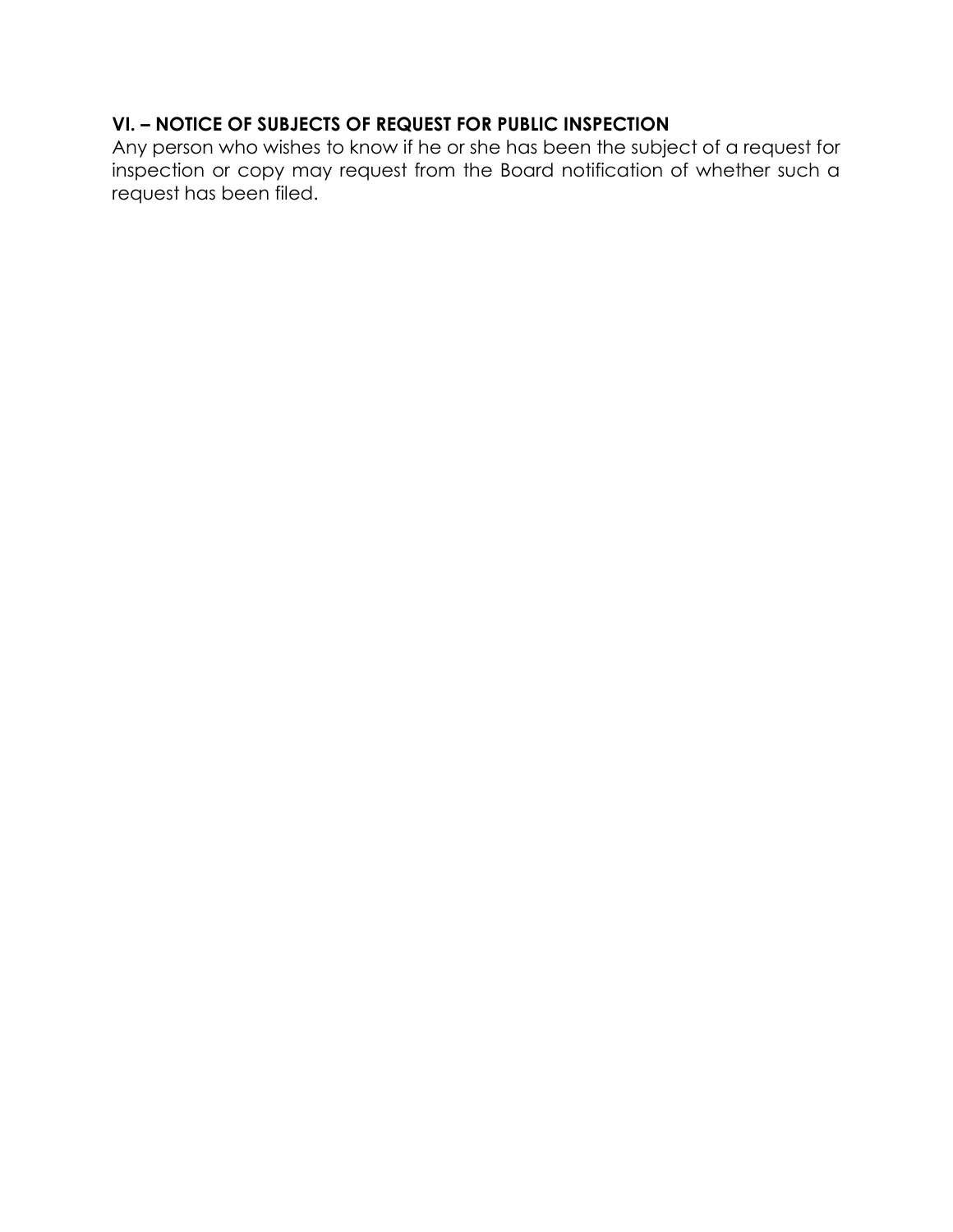## VI. – NOTICE OF SUBJECTS OF REQUEST FOR PUBLIC INSPECTION

Any person who wishes to know if he or she has been the subject of a request for inspection or copy may request from the Board notification of whether such a request has been filed.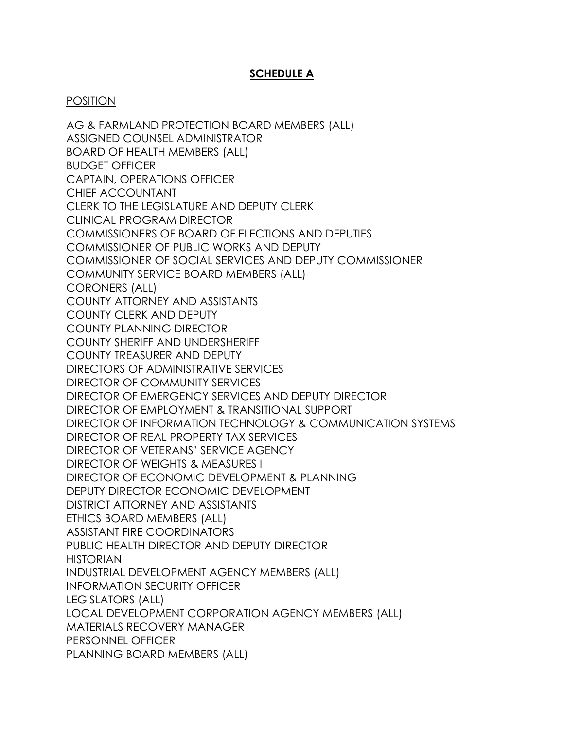## SCHEDULE A

POSITION

AG & FARMLAND PROTECTION BOARD MEMBERS (ALL)
ASSIGNED COUNSEL ADMINISTRATOR
BOARD OF HEALTH MEMBERS (ALL)
BUDGET OFFICER
CAPTAIN, OPERATIONS OFFICER
CHIEF ACCOUNTANT
CLERK TO THE LEGISLATURE AND DEPUTY CLERK
CLINICAL PROGRAM DIRECTOR
COMMISSIONERS OF BOARD OF ELECTIONS AND DEPUTIES
COMMISSIONER OF PUBLIC WORKS AND DEPUTY
COMMISSIONER OF SOCIAL SERVICES AND DEPUTY COMMISSIONER
COMMUNITY SERVICE BOARD MEMBERS (ALL)
CORONERS (ALL)
COUNTY ATTORNEY AND ASSISTANTS
COUNTY CLERK AND DEPUTY
COUNTY PLANNING DIRECTOR
COUNTY SHERIFF AND UNDERSHERIFF
COUNTY TREASURER AND DEPUTY
DIRECTORS OF ADMINISTRATIVE SERVICES
DIRECTOR OF COMMUNITY SERVICES
DIRECTOR OF EMERGENCY SERVICES AND DEPUTY DIRECTOR
DIRECTOR OF EMPLOYMENT & TRANSITIONAL SUPPORT
DIRECTOR OF INFORMATION TECHNOLOGY & COMMUNICATION SYSTEMS
DIRECTOR OF REAL PROPERTY TAX SERVICES
DIRECTOR OF VETERANS' SERVICE AGENCY
DIRECTOR OF WEIGHTS & MEASURES I
DIRECTOR OF ECONOMIC DEVELOPMENT & PLANNING
DEPUTY DIRECTOR ECONOMIC DEVELOPMENT
DISTRICT ATTORNEY AND ASSISTANTS
ETHICS BOARD MEMBERS (ALL)
ASSISTANT FIRE COORDINATORS
PUBLIC HEALTH DIRECTOR AND DEPUTY DIRECTOR
HISTORIAN
INDUSTRIAL DEVELOPMENT AGENCY MEMBERS (ALL)
INFORMATION SECURITY OFFICER
LEGISLATORS (ALL)
LOCAL DEVELOPMENT CORPORATION AGENCY MEMBERS (ALL)
MATERIALS RECOVERY MANAGER
PERSONNEL OFFICER
PLANNING BOARD MEMBERS (ALL)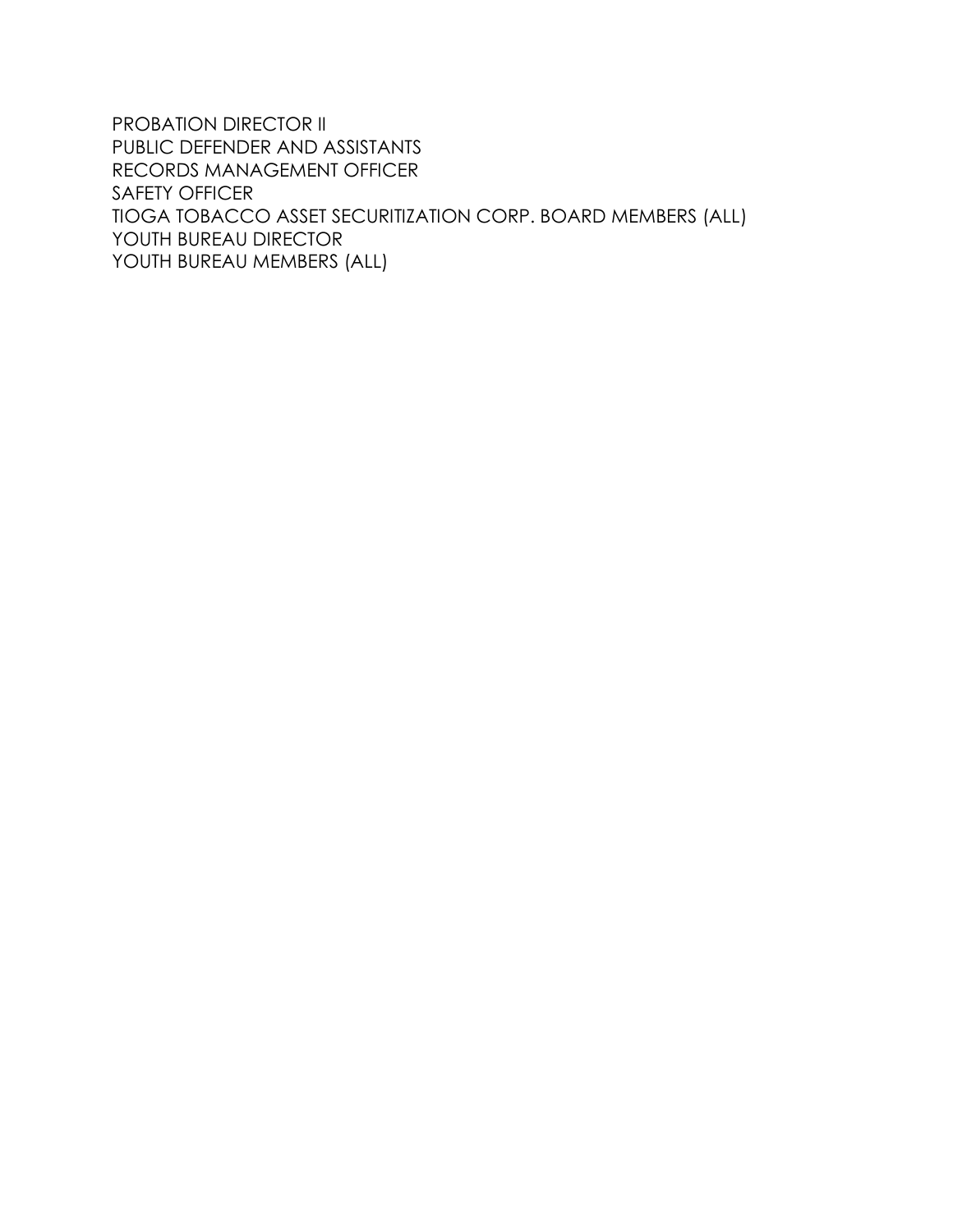PROBATION DIRECTOR II
PUBLIC DEFENDER AND ASSISTANTS
RECORDS MANAGEMENT OFFICER
SAFETY OFFICER
TIOGA TOBACCO ASSET SECURITIZATION CORP. BOARD MEMBERS (ALL)
YOUTH BUREAU DIRECTOR
YOUTH BUREAU MEMBERS (ALL)